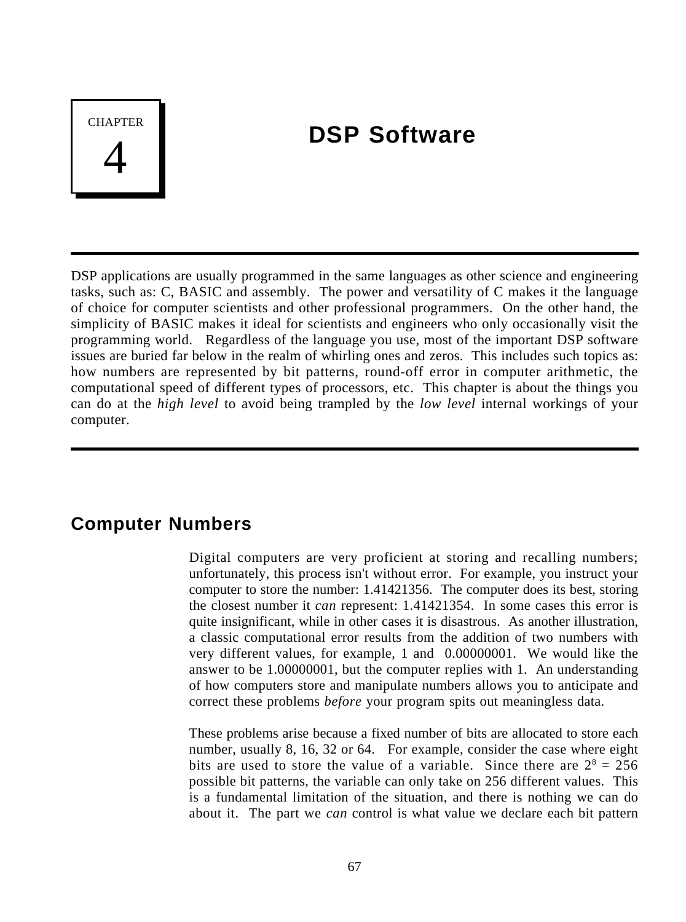# CHAPTER 4

# DSP Software

DSP applications are usually programmed in the same languages as other science and engineering tasks, such as: C, BASIC and assembly. The power and versatility of C makes it the language of choice for computer scientists and other professional programmers. On the other hand, the simplicity of BASIC makes it ideal for scientists and engineers who only occasionally visit the programming world. Regardless of the language you use, most of the important DSP software issues are buried far below in the realm of whirling ones and zeros. This includes such topics as: how numbers are represented by bit patterns, round-off error in computer arithmetic, the computational speed of different types of processors, etc. This chapter is about the things you can do at the *high level* to avoid being trampled by the *low level* internal workings of your computer.

## Computer Numbers

Digital computers are very proficient at storing and recalling numbers; unfortunately, this process isn't without error. For example, you instruct your computer to store the number: 1.41421356. The computer does its best, storing the closest number it *can* represent: 1.41421354. In some cases this error is quite insignificant, while in other cases it is disastrous. As another illustration, a classic computational error results from the addition of two numbers with very different values, for example, 1 and 0.00000001. We would like the answer to be 1.00000001, but the computer replies with 1. An understanding of how computers store and manipulate numbers allows you to anticipate and correct these problems *before* your program spits out meaningless data.

These problems arise because a fixed number of bits are allocated to store each number, usually 8, 16, 32 or 64. For example, consider the case where eight bits are used to store the value of a variable. Since there are $2^8 = 256$ possible bit patterns, the variable can only take on 256 different values. This is a fundamental limitation of the situation, and there is nothing we can do about it. The part we *can* control is what value we declare each bit pattern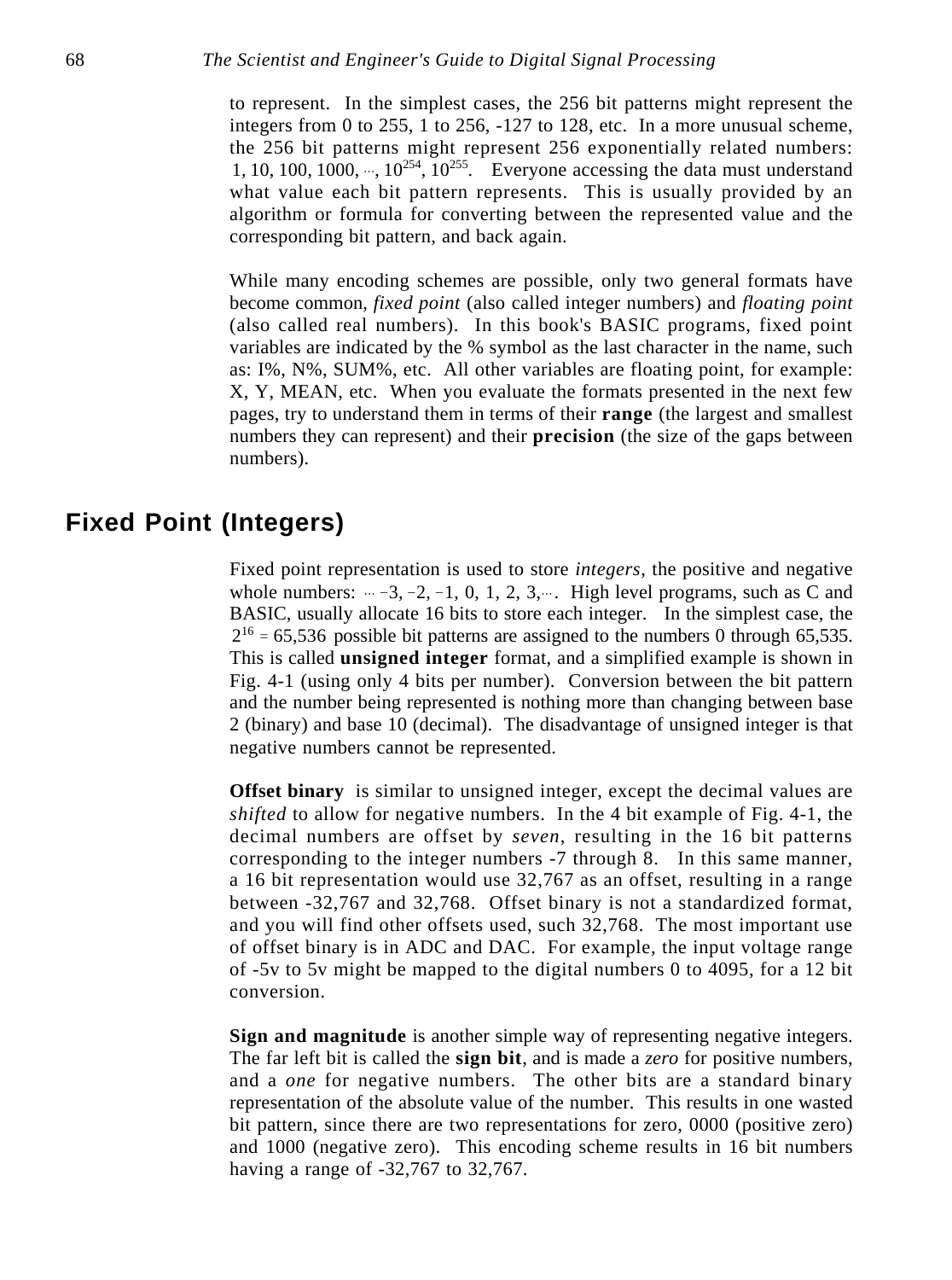to represent. In the simplest cases, the 256 bit patterns might represent the integers from 0 to 255, 1 to 256, -127 to 128, etc. In a more unusual scheme, the 256 bit patterns might represent 256 exponentially related numbers: $1, 10, 100, 1000, \cdots, 10^{254}, 10^{255}$. Everyone accessing the data must understand what value each bit pattern represents. This is usually provided by an algorithm or formula for converting between the represented value and the corresponding bit pattern, and back again.

While many encoding schemes are possible, only two general formats have become common, *fixed point* (also called integer numbers) and *floating point* (also called real numbers). In this book's BASIC programs, fixed point variables are indicated by the % symbol as the last character in the name, such as: I%, N%, SUM%, etc. All other variables are floating point, for example: X, Y, MEAN, etc. When you evaluate the formats presented in the next few pages, try to understand them in terms of their **range** (the largest and smallest numbers they can represent) and their **precision** (the size of the gaps between numbers).

## Fixed Point (Integers)

Fixed point representation is used to store *integers*, the positive and negative whole numbers: $\cdots -3, -2, -1, 0, 1, 2, 3, \cdots$. High level programs, such as C and BASIC, usually allocate 16 bits to store each integer. In the simplest case, the $2^{16} = 65{,}536$ possible bit patterns are assigned to the numbers 0 through 65,535. This is called **unsigned integer** format, and a simplified example is shown in Fig. 4-1 (using only 4 bits per number). Conversion between the bit pattern and the number being represented is nothing more than changing between base 2 (binary) and base 10 (decimal). The disadvantage of unsigned integer is that negative numbers cannot be represented.

**Offset binary** is similar to unsigned integer, except the decimal values are *shifted* to allow for negative numbers. In the 4 bit example of Fig. 4-1, the decimal numbers are offset by *seven*, resulting in the 16 bit patterns corresponding to the integer numbers -7 through 8. In this same manner, a 16 bit representation would use 32,767 as an offset, resulting in a range between -32,767 and 32,768. Offset binary is not a standardized format, and you will find other offsets used, such 32,768. The most important use of offset binary is in ADC and DAC. For example, the input voltage range of -5v to 5v might be mapped to the digital numbers 0 to 4095, for a 12 bit conversion.

**Sign and magnitude** is another simple way of representing negative integers. The far left bit is called the **sign bit**, and is made a *zero* for positive numbers, and a *one* for negative numbers. The other bits are a standard binary representation of the absolute value of the number. This results in one wasted bit pattern, since there are two representations for zero, 0000 (positive zero) and 1000 (negative zero). This encoding scheme results in 16 bit numbers having a range of -32,767 to 32,767.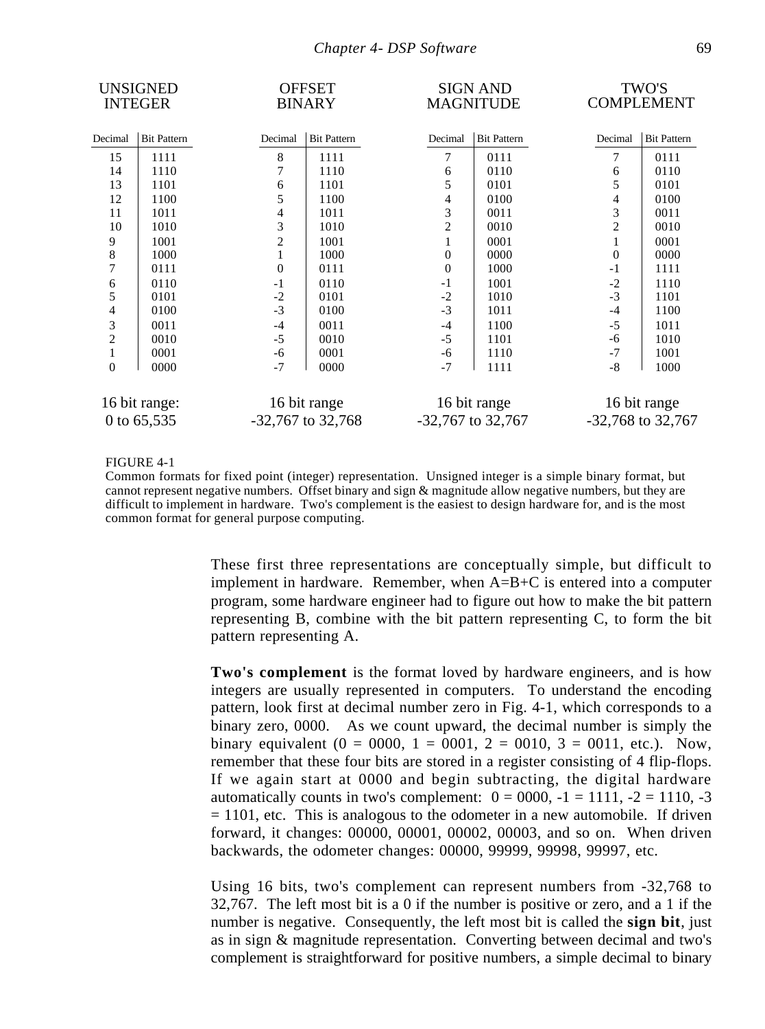| UNSIGNED INTEGER | | OFFSET BINARY | | SIGN AND MAGNITUDE | | TWO'S COMPLEMENT | |
|---|---|---|---|---|---|---|---|
| Decimal | Bit Pattern | Decimal | Bit Pattern | Decimal | Bit Pattern | Decimal | Bit Pattern |
| 15 | 1111 | 8 | 1111 | 7 | 0111 | 7 | 0111 |
| 14 | 1110 | 7 | 1110 | 6 | 0110 | 6 | 0110 |
| 13 | 1101 | 6 | 1101 | 5 | 0101 | 5 | 0101 |
| 12 | 1100 | 5 | 1100 | 4 | 0100 | 4 | 0100 |
| 11 | 1011 | 4 | 1011 | 3 | 0011 | 3 | 0011 |
| 10 | 1010 | 3 | 1010 | 2 | 0010 | 2 | 0010 |
| 9 | 1001 | 2 | 1001 | 1 | 0001 | 1 | 0001 |
| 8 | 1000 | 1 | 1000 | 0 | 0000 | 0 | 0000 |
| 7 | 0111 | 0 | 0111 | 0 | 1000 | -1 | 1111 |
| 6 | 0110 | -1 | 0110 | -1 | 1001 | -2 | 1110 |
| 5 | 0101 | -2 | 0101 | -2 | 1010 | -3 | 1101 |
| 4 | 0100 | -3 | 0100 | -3 | 1011 | -4 | 1100 |
| 3 | 0011 | -4 | 0011 | -4 | 1100 | -5 | 1011 |
| 2 | 0010 | -5 | 0010 | -5 | 1101 | -6 | 1010 |
| 1 | 0001 | -6 | 0001 | -6 | 1110 | -7 | 1001 |
| 0 | 0000 | -7 | 0000 | -7 | 1111 | -8 | 1000 |
| 16 bit range: 0 to 65,535 | | 16 bit range -32,767 to 32,768 | | 16 bit range -32,767 to 32,767 | | 16 bit range -32,768 to 32,767 | |

FIGURE 4-1
Common formats for fixed point (integer) representation. Unsigned integer is a simple binary format, but cannot represent negative numbers. Offset binary and sign & magnitude allow negative numbers, but they are difficult to implement in hardware. Two's complement is the easiest to design hardware for, and is the most common format for general purpose computing.

These first three representations are conceptually simple, but difficult to implement in hardware. Remember, when A=B+C is entered into a computer program, some hardware engineer had to figure out how to make the bit pattern representing B, combine with the bit pattern representing C, to form the bit pattern representing A.

**Two's complement** is the format loved by hardware engineers, and is how integers are usually represented in computers. To understand the encoding pattern, look first at decimal number zero in Fig. 4-1, which corresponds to a binary zero, 0000. As we count upward, the decimal number is simply the binary equivalent (0 = 0000, 1 = 0001, 2 = 0010, 3 = 0011, etc.). Now, remember that these four bits are stored in a register consisting of 4 flip-flops. If we again start at 0000 and begin subtracting, the digital hardware automatically counts in two's complement: 0 = 0000, -1 = 1111, -2 = 1110, -3 = 1101, etc. This is analogous to the odometer in a new automobile. If driven forward, it changes: 00000, 00001, 00002, 00003, and so on. When driven backwards, the odometer changes: 00000, 99999, 99998, 99997, etc.

Using 16 bits, two's complement can represent numbers from -32,768 to 32,767. The left most bit is a 0 if the number is positive or zero, and a 1 if the number is negative. Consequently, the left most bit is called the **sign bit**, just as in sign & magnitude representation. Converting between decimal and two's complement is straightforward for positive numbers, a simple decimal to binary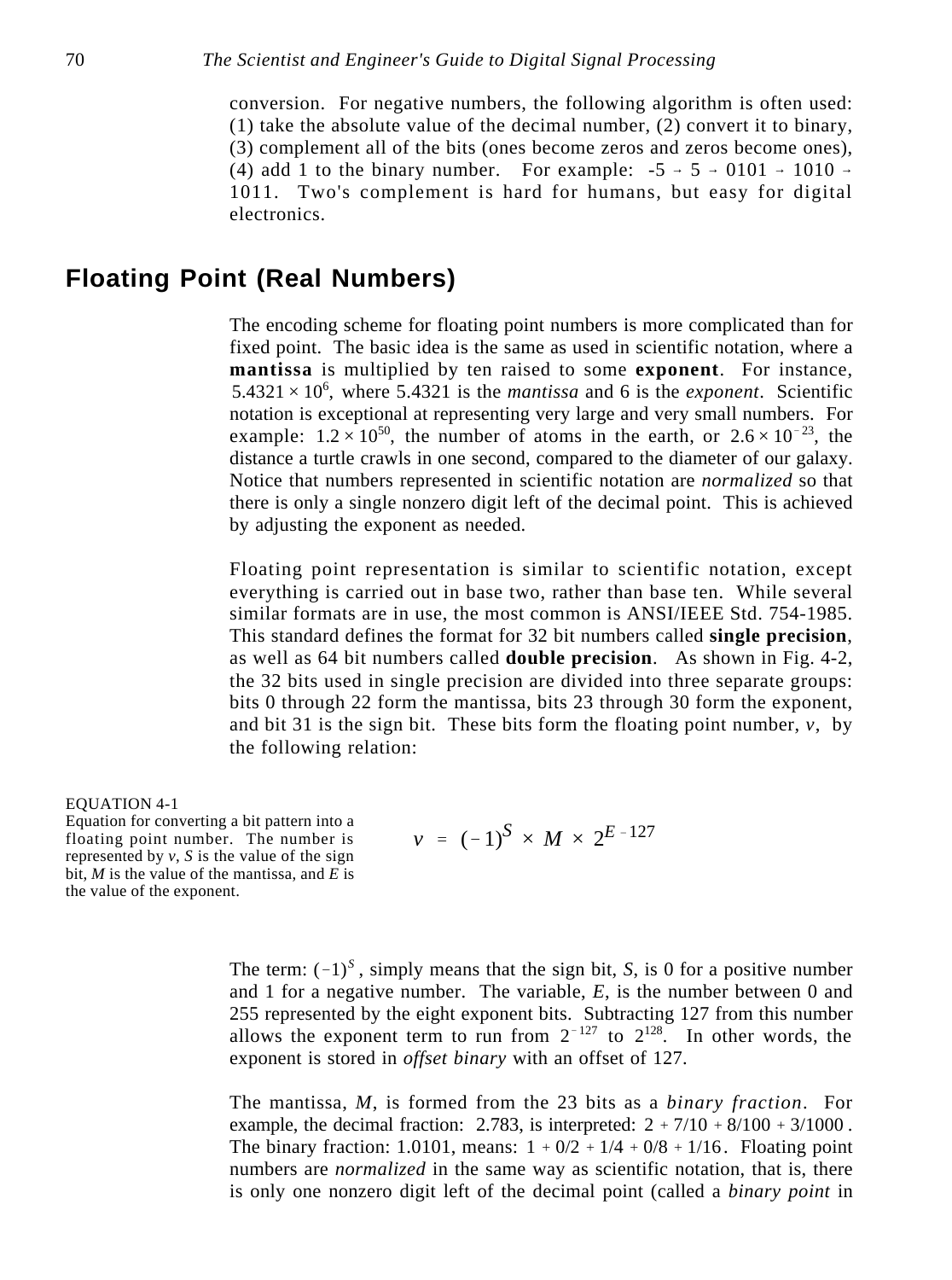conversion. For negative numbers, the following algorithm is often used: (1) take the absolute value of the decimal number, (2) convert it to binary, (3) complement all of the bits (ones become zeros and zeros become ones), (4) add 1 to the binary number. For example: -5 → 5 → 0101 → 1010 → 1011. Two's complement is hard for humans, but easy for digital electronics.

## Floating Point (Real Numbers)

The encoding scheme for floating point numbers is more complicated than for fixed point. The basic idea is the same as used in scientific notation, where a **mantissa** is multiplied by ten raised to some **exponent**. For instance, $5.4321 \times 10^6$, where 5.4321 is the *mantissa* and 6 is the *exponent*. Scientific notation is exceptional at representing very large and very small numbers. For example: $1.2 \times 10^{50}$, the number of atoms in the earth, or $2.6 \times 10^{-23}$, the distance a turtle crawls in one second, compared to the diameter of our galaxy. Notice that numbers represented in scientific notation are *normalized* so that there is only a single nonzero digit left of the decimal point. This is achieved by adjusting the exponent as needed.

Floating point representation is similar to scientific notation, except everything is carried out in base two, rather than base ten. While several similar formats are in use, the most common is ANSI/IEEE Std. 754-1985. This standard defines the format for 32 bit numbers called **single precision**, as well as 64 bit numbers called **double precision**. As shown in Fig. 4-2, the 32 bits used in single precision are divided into three separate groups: bits 0 through 22 form the mantissa, bits 23 through 30 form the exponent, and bit 31 is the sign bit. These bits form the floating point number, $v$, by the following relation:

EQUATION 4-1
Equation for converting a bit pattern into a floating point number. The number is represented by $v$, $S$ is the value of the sign bit, $M$ is the value of the mantissa, and $E$ is the value of the exponent.

$$v = (-1)^S \times M \times 2^{E-127}$$

The term: $(-1)^S$, simply means that the sign bit, $S$, is 0 for a positive number and 1 for a negative number. The variable, $E$, is the number between 0 and 255 represented by the eight exponent bits. Subtracting 127 from this number allows the exponent term to run from $2^{-127}$ to $2^{128}$. In other words, the exponent is stored in *offset binary* with an offset of 127.

The mantissa, $M$, is formed from the 23 bits as a *binary fraction*. For example, the decimal fraction: 2.783, is interpreted: $2 + 7/10 + 8/100 + 3/1000$. The binary fraction: 1.0101, means: $1 + 0/2 + 1/4 + 0/8 + 1/16$. Floating point numbers are *normalized* in the same way as scientific notation, that is, there is only one nonzero digit left of the decimal point (called a *binary point* in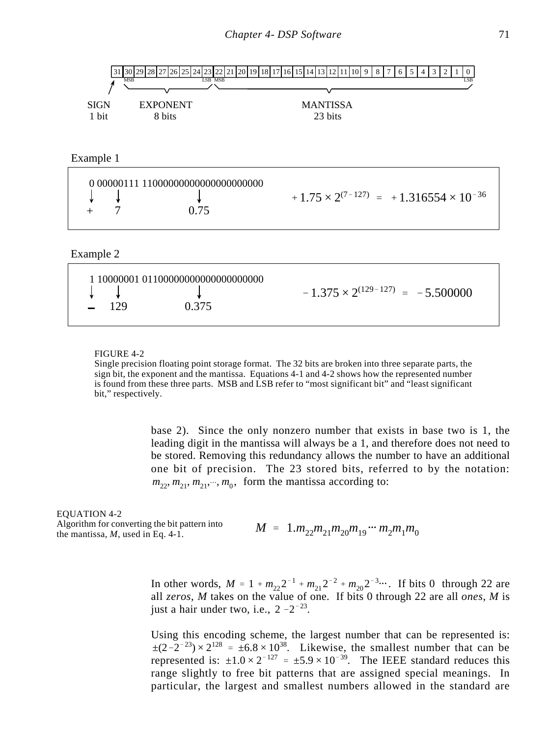| 31 | 30 | 29 | 28 | 27 | 26 | 25 | 24 | 23 | 22 | 21 | 20 | 19 | 18 | 17 | 16 | 15 | 14 | 13 | 12 | 11 | 10 | 9 | 8 | 7 | 6 | 5 | 4 | 3 | 2 | 1 | 0 |
|---|---|---|---|---|---|---|---|---|---|---|---|---|---|---|---|---|---|---|---|---|---|---|---|---|---|---|---|---|---|---|---|
| | MSB | | | | | | | LSB | MSB | | | | | | | | | | | | | | | | | | | | | | LSB |

SIGN 1 bit — EXPONENT 8 bits — MANTISSA 23 bits

Example 1

0 00000111 11000000000000000000000

+ 7 0.75

$+1.75 \times 2^{(7-127)} = +1.316554 \times 10^{-36}$

Example 2

1 10000001 01100000000000000000000

– 129 0.375

$-1.375 \times 2^{(129-127)} = -5.500000$

FIGURE 4-2
Single precision floating point storage format. The 32 bits are broken into three separate parts, the sign bit, the exponent and the mantissa. Equations 4-1 and 4-2 shows how the represented number is found from these three parts. MSB and LSB refer to "most significant bit" and "least significant bit," respectively.

base 2). Since the only nonzero number that exists in base two is 1, the leading digit in the mantissa will always be a 1, and therefore does not need to be stored. Removing this redundancy allows the number to have an additional one bit of precision. The 23 stored bits, referred to by the notation: $m_{22}, m_{21}, m_{21}, \cdots, m_0$, form the mantissa according to:

EQUATION 4-2
Algorithm for converting the bit pattern into the mantissa, $M$, used in Eq. 4-1.

$$M = 1.m_{22}m_{21}m_{20}m_{19} \cdots m_2m_1m_0$$

In other words, $M = 1 + m_{22}2^{-1} + m_{21}2^{-2} + m_{20}2^{-3} \cdots$. If bits 0 through 22 are all *zeros*, $M$ takes on the value of one. If bits 0 through 22 are all *ones*, $M$ is just a hair under two, i.e., $2 - 2^{-23}$.

Using this encoding scheme, the largest number that can be represented is: $\pm(2-2^{-23}) \times 2^{128} = \pm 6.8 \times 10^{38}$. Likewise, the smallest number that can be represented is: $\pm 1.0 \times 2^{-127} = \pm 5.9 \times 10^{-39}$. The IEEE standard reduces this range slightly to free bit patterns that are assigned special meanings. In particular, the largest and smallest numbers allowed in the standard are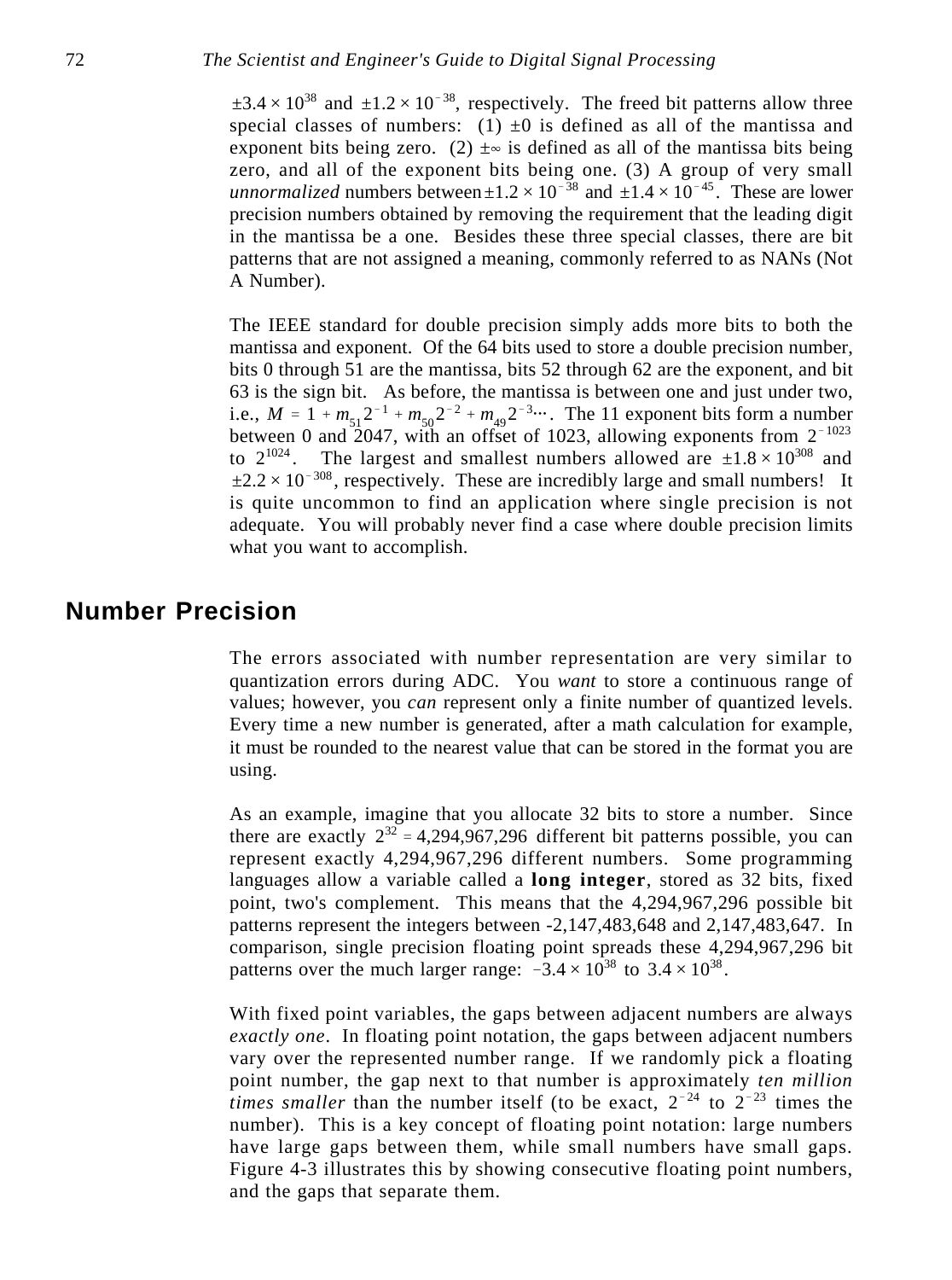$\pm 3.4 \times 10^{38}$ and $\pm 1.2 \times 10^{-38}$, respectively. The freed bit patterns allow three special classes of numbers: (1) $\pm 0$ is defined as all of the mantissa and exponent bits being zero. (2) $\pm\infty$ is defined as all of the mantissa bits being zero, and all of the exponent bits being one. (3) A group of very small *unnormalized* numbers between $\pm 1.2 \times 10^{-38}$ and $\pm 1.4 \times 10^{-45}$. These are lower precision numbers obtained by removing the requirement that the leading digit in the mantissa be a one. Besides these three special classes, there are bit patterns that are not assigned a meaning, commonly referred to as NANs (Not A Number).

The IEEE standard for double precision simply adds more bits to both the mantissa and exponent. Of the 64 bits used to store a double precision number, bits 0 through 51 are the mantissa, bits 52 through 62 are the exponent, and bit 63 is the sign bit. As before, the mantissa is between one and just under two, i.e., $M = 1 + m_{51}2^{-1} + m_{50}2^{-2} + m_{49}2^{-3} \cdots$. The 11 exponent bits form a number between 0 and 2047, with an offset of 1023, allowing exponents from $2^{-1023}$ to $2^{1024}$. The largest and smallest numbers allowed are $\pm 1.8 \times 10^{308}$ and $\pm 2.2 \times 10^{-308}$, respectively. These are incredibly large and small numbers! It is quite uncommon to find an application where single precision is not adequate. You will probably never find a case where double precision limits what you want to accomplish.

## Number Precision

The errors associated with number representation are very similar to quantization errors during ADC. You *want* to store a continuous range of values; however, you *can* represent only a finite number of quantized levels. Every time a new number is generated, after a math calculation for example, it must be rounded to the nearest value that can be stored in the format you are using.

As an example, imagine that you allocate 32 bits to store a number. Since there are exactly $2^{32} = 4{,}294{,}967{,}296$ different bit patterns possible, you can represent exactly 4,294,967,296 different numbers. Some programming languages allow a variable called a **long integer**, stored as 32 bits, fixed point, two's complement. This means that the 4,294,967,296 possible bit patterns represent the integers between -2,147,483,648 and 2,147,483,647. In comparison, single precision floating point spreads these 4,294,967,296 bit patterns over the much larger range: $-3.4 \times 10^{38}$ to $3.4 \times 10^{38}$.

With fixed point variables, the gaps between adjacent numbers are always *exactly one*. In floating point notation, the gaps between adjacent numbers vary over the represented number range. If we randomly pick a floating point number, the gap next to that number is approximately *ten million times smaller* than the number itself (to be exact, $2^{-24}$ to $2^{-23}$ times the number). This is a key concept of floating point notation: large numbers have large gaps between them, while small numbers have small gaps. Figure 4-3 illustrates this by showing consecutive floating point numbers, and the gaps that separate them.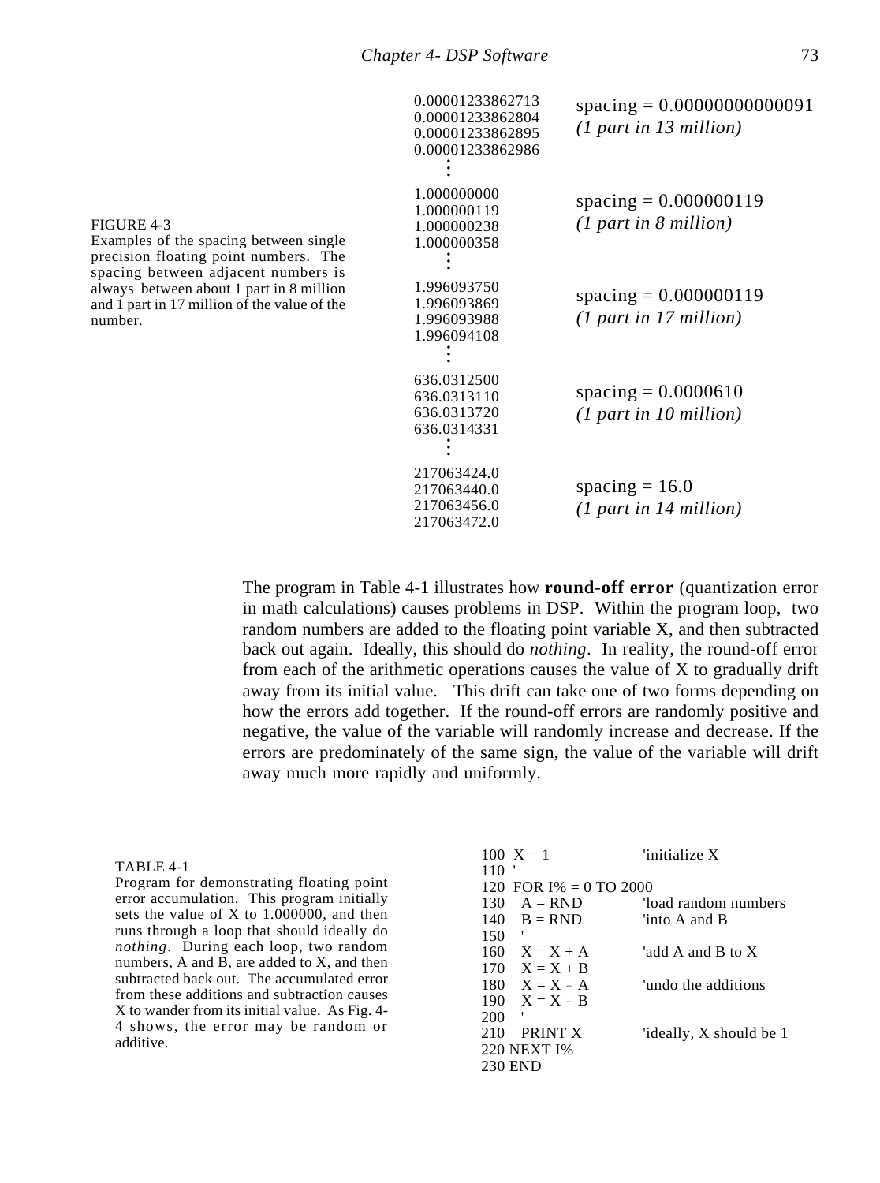| | |
|---|---|
| 0.00001233862713<br>0.00001233862804<br>0.00001233862895<br>0.00001233862986<br>⋮ | spacing = 0.00000000000091<br>*(1 part in 13 million)* |
| 1.000000000<br>1.000000119<br>1.000000238<br>1.000000358<br>⋮ | spacing = 0.000000119<br>*(1 part in 8 million)* |
| 1.996093750<br>1.996093869<br>1.996093988<br>1.996094108<br>⋮ | spacing = 0.000000119<br>*(1 part in 17 million)* |
| 636.0312500<br>636.0313110<br>636.0313720<br>636.0314331<br>⋮ | spacing = 0.0000610<br>*(1 part in 10 million)* |
| 217063424.0<br>217063440.0<br>217063456.0<br>217063472.0 | spacing = 16.0<br>*(1 part in 14 million)* |

FIGURE 4-3
Examples of the spacing between single precision floating point numbers. The spacing between adjacent numbers is always between about 1 part in 8 million and 1 part in 17 million of the value of the number.

The program in Table 4-1 illustrates how **round-off error** (quantization error in math calculations) causes problems in DSP. Within the program loop, two random numbers are added to the floating point variable X, and then subtracted back out again. Ideally, this should do *nothing*. In reality, the round-off error from each of the arithmetic operations causes the value of X to gradually drift away from its initial value. This drift can take one of two forms depending on how the errors add together. If the round-off errors are randomly positive and negative, the value of the variable will randomly increase and decrease. If the errors are predominately of the same sign, the value of the variable will drift away much more rapidly and uniformly.

```
100  X = 1                  'initialize X
110  '
120  FOR I% = 0 TO 2000
130    A = RND              'load random numbers
140    B = RND              'into A and B
150    '
160    X = X + A            'add A and B to X
170    X = X + B
180    X = X – A            'undo the additions
190    X = X – B
200    '
210    PRINT X              'ideally, X should be 1
220  NEXT I%
230  END
```

TABLE 4-1
Program for demonstrating floating point error accumulation. This program initially sets the value of X to 1.000000, and then runs through a loop that should ideally do *nothing*. During each loop, two random numbers, A and B, are added to X, and then subtracted back out. The accumulated error from these additions and subtraction causes X to wander from its initial value. As Fig. 4-4 shows, the error may be random or additive.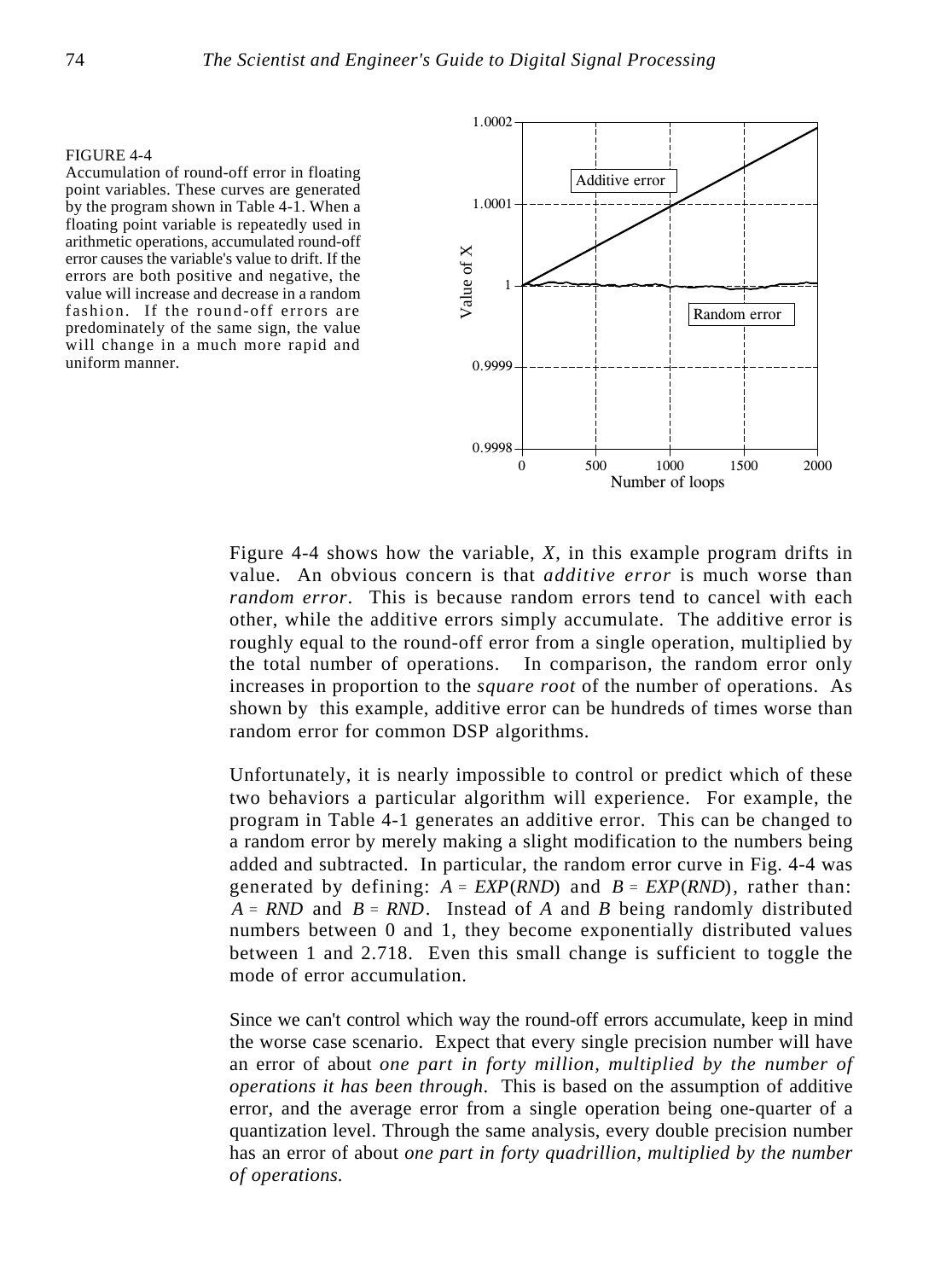FIGURE 4-4
Accumulation of round-off error in floating point variables. These curves are generated by the program shown in Table 4-1. When a floating point variable is repeatedly used in arithmetic operations, accumulated round-off error causes the variable's value to drift. If the errors are both positive and negative, the value will increase and decrease in a random fashion. If the round-off errors are predominately of the same sign, the value will change in a much more rapid and uniform manner.

1.0002
1.0001
1
0.9999
0.9998
Value of X
Additive error
Random error
0
500
1000
1500
2000
Number of loops

Figure 4-4 shows how the variable, *X*, in this example program drifts in value. An obvious concern is that *additive error* is much worse than *random error*. This is because random errors tend to cancel with each other, while the additive errors simply accumulate. The additive error is roughly equal to the round-off error from a single operation, multiplied by the total number of operations. In comparison, the random error only increases in proportion to the *square root* of the number of operations. As shown by this example, additive error can be hundreds of times worse than random error for common DSP algorithms.

Unfortunately, it is nearly impossible to control or predict which of these two behaviors a particular algorithm will experience. For example, the program in Table 4-1 generates an additive error. This can be changed to a random error by merely making a slight modification to the numbers being added and subtracted. In particular, the random error curve in Fig. 4-4 was generated by defining: $A = EXP(RND)$ and $B = EXP(RND)$, rather than: $A = RND$ and $B = RND$. Instead of $A$ and $B$ being randomly distributed numbers between 0 and 1, they become exponentially distributed values between 1 and 2.718. Even this small change is sufficient to toggle the mode of error accumulation.

Since we can't control which way the round-off errors accumulate, keep in mind the worse case scenario. Expect that every single precision number will have an error of about *one part in forty million, multiplied by the number of operations it has been through*. This is based on the assumption of additive error, and the average error from a single operation being one-quarter of a quantization level. Through the same analysis, every double precision number has an error of about *one part in forty quadrillion, multiplied by the number of operations.*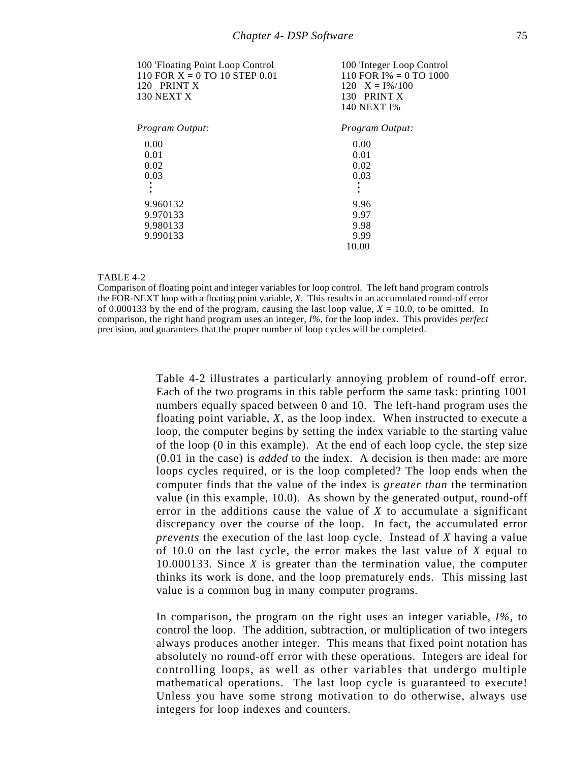```
100 'Floating Point Loop Control
110 FOR X = 0 TO 10 STEP 0.01
120   PRINT X
130 NEXT X
```

*Program Output:*

```
0.00
0.01
0.02
0.03
 :
9.960132
9.970133
9.980133
9.990133
```

```
100 'Integer Loop Control
110 FOR I% = 0 TO 1000
120   X = I%/100
130   PRINT X
140 NEXT I%
```

*Program Output:*

```
 0.00
 0.01
 0.02
 0.03
  :
 9.96
 9.97
 9.98
 9.99
10.00
```

TABLE 4-2
Comparison of floating point and integer variables for loop control. The left hand program controls the FOR-NEXT loop with a floating point variable, *X*. This results in an accumulated round-off error of 0.000133 by the end of the program, causing the last loop value, *X* = 10.0, to be omitted. In comparison, the right hand program uses an integer, *I%*, for the loop index. This provides *perfect* precision, and guarantees that the proper number of loop cycles will be completed.

Table 4-2 illustrates a particularly annoying problem of round-off error. Each of the two programs in this table perform the same task: printing 1001 numbers equally spaced between 0 and 10. The left-hand program uses the floating point variable, *X*, as the loop index. When instructed to execute a loop, the computer begins by setting the index variable to the starting value of the loop (0 in this example). At the end of each loop cycle, the step size (0.01 in the case) is *added* to the index. A decision is then made: are more loops cycles required, or is the loop completed? The loop ends when the computer finds that the value of the index is *greater than* the termination value (in this example, 10.0). As shown by the generated output, round-off error in the additions cause the value of *X* to accumulate a significant discrepancy over the course of the loop. In fact, the accumulated error *prevents* the execution of the last loop cycle. Instead of *X* having a value of 10.0 on the last cycle, the error makes the last value of *X* equal to 10.000133. Since *X* is greater than the termination value, the computer thinks its work is done, and the loop prematurely ends. This missing last value is a common bug in many computer programs.

In comparison, the program on the right uses an integer variable, *I%*, to control the loop. The addition, subtraction, or multiplication of two integers always produces another integer. This means that fixed point notation has absolutely no round-off error with these operations. Integers are ideal for controlling loops, as well as other variables that undergo multiple mathematical operations. The last loop cycle is guaranteed to execute! Unless you have some strong motivation to do otherwise, always use integers for loop indexes and counters.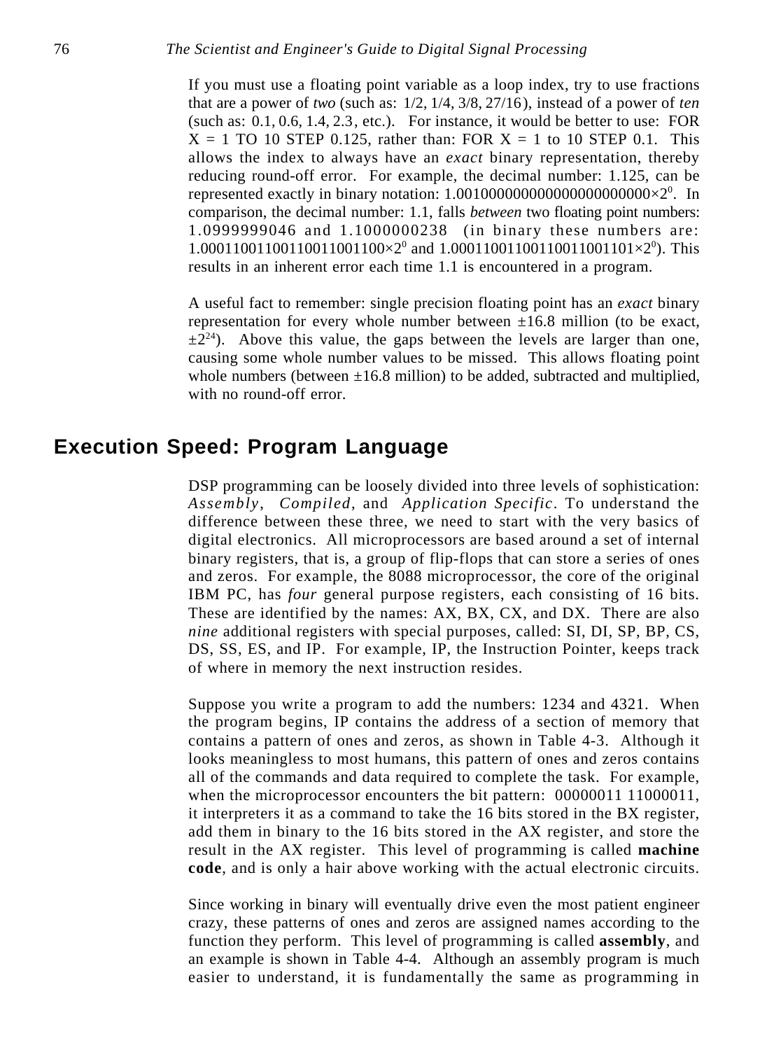If you must use a floating point variable as a loop index, try to use fractions that are a power of *two* (such as: 1/2, 1/4, 3/8, 27/16), instead of a power of *ten* (such as: 0.1, 0.6, 1.4, 2.3, etc.). For instance, it would be better to use: FOR X = 1 TO 10 STEP 0.125, rather than: FOR X = 1 to 10 STEP 0.1. This allows the index to always have an *exact* binary representation, thereby reducing round-off error. For example, the decimal number: 1.125, can be represented exactly in binary notation: $1.00100000000000000000000 \times 2^0$. In comparison, the decimal number: 1.1, falls *between* two floating point numbers: 1.0999999046 and 1.1000000238 (in binary these numbers are: $1.00011001100110011001100 \times 2^0$ and $1.00011001100110011001101 \times 2^0$). This results in an inherent error each time 1.1 is encountered in a program.

A useful fact to remember: single precision floating point has an *exact* binary representation for every whole number between ±16.8 million (to be exact, $\pm 2^{24}$). Above this value, the gaps between the levels are larger than one, causing some whole number values to be missed. This allows floating point whole numbers (between ±16.8 million) to be added, subtracted and multiplied, with no round-off error.

## Execution Speed: Program Language

DSP programming can be loosely divided into three levels of sophistication: *Assembly*, *Compiled*, and *Application Specific*. To understand the difference between these three, we need to start with the very basics of digital electronics. All microprocessors are based around a set of internal binary registers, that is, a group of flip-flops that can store a series of ones and zeros. For example, the 8088 microprocessor, the core of the original IBM PC, has *four* general purpose registers, each consisting of 16 bits. These are identified by the names: AX, BX, CX, and DX. There are also *nine* additional registers with special purposes, called: SI, DI, SP, BP, CS, DS, SS, ES, and IP. For example, IP, the Instruction Pointer, keeps track of where in memory the next instruction resides.

Suppose you write a program to add the numbers: 1234 and 4321. When the program begins, IP contains the address of a section of memory that contains a pattern of ones and zeros, as shown in Table 4-3. Although it looks meaningless to most humans, this pattern of ones and zeros contains all of the commands and data required to complete the task. For example, when the microprocessor encounters the bit pattern: 00000011 11000011, it interpreters it as a command to take the 16 bits stored in the BX register, add them in binary to the 16 bits stored in the AX register, and store the result in the AX register. This level of programming is called **machine code**, and is only a hair above working with the actual electronic circuits.

Since working in binary will eventually drive even the most patient engineer crazy, these patterns of ones and zeros are assigned names according to the function they perform. This level of programming is called **assembly**, and an example is shown in Table 4-4. Although an assembly program is much easier to understand, it is fundamentally the same as programming in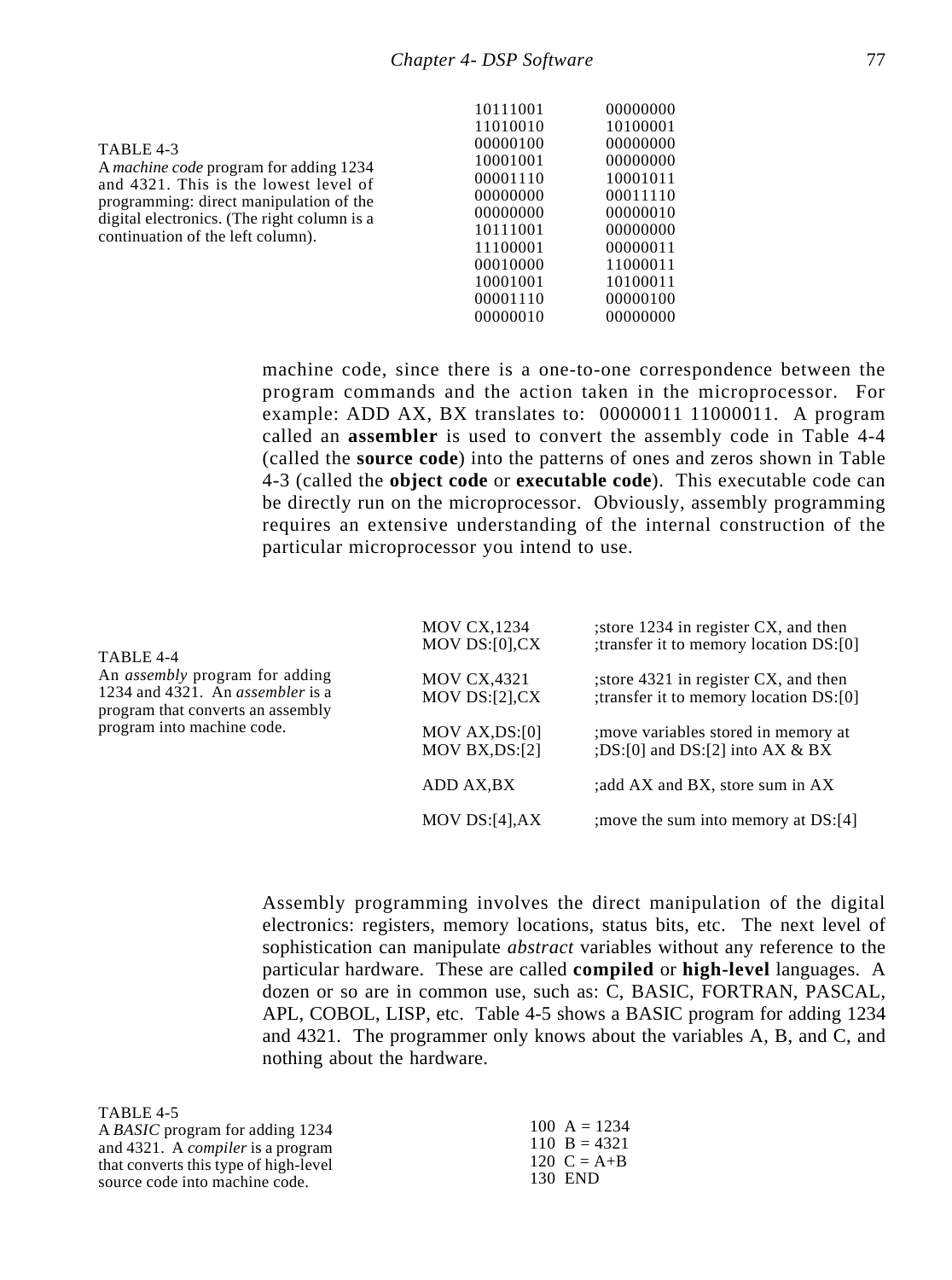TABLE 4-3
A *machine code* program for adding 1234 and 4321. This is the lowest level of programming: direct manipulation of the digital electronics. (The right column is a continuation of the left column).

```
10111001    00000000
11010010    10100001
00000100    00000000
10001001    00000000
00001110    10001011
00000000    00011110
00000000    00000010
10111001    00000000
11100001    00000011
00010000    11000011
10001001    10100011
00001110    00000100
00000010    00000000
```

machine code, since there is a one-to-one correspondence between the program commands and the action taken in the microprocessor. For example: ADD AX, BX translates to: 00000011 11000011. A program called an **assembler** is used to convert the assembly code in Table 4-4 (called the **source code**) into the patterns of ones and zeros shown in Table 4-3 (called the **object code** or **executable code**). This executable code can be directly run on the microprocessor. Obviously, assembly programming requires an extensive understanding of the internal construction of the particular microprocessor you intend to use.

TABLE 4-4
An *assembly* program for adding 1234 and 4321. An *assembler* is a program that converts an assembly program into machine code.

```
MOV CX,1234        ;store 1234 in register CX, and then
MOV DS:[0],CX      ;transfer it to memory location DS:[0]

MOV CX,4321        ;store 4321 in register CX, and then
MOV DS:[2],CX      ;transfer it to memory location DS:[0]

MOV AX,DS:[0]      ;move variables stored in memory at
MOV BX,DS:[2]      ;DS:[0] and DS:[2] into AX & BX

ADD AX,BX          ;add AX and BX, store sum in AX

MOV DS:[4],AX      ;move the sum into memory at DS:[4]
```

Assembly programming involves the direct manipulation of the digital electronics: registers, memory locations, status bits, etc. The next level of sophistication can manipulate *abstract* variables without any reference to the particular hardware. These are called **compiled** or **high-level** languages. A dozen or so are in common use, such as: C, BASIC, FORTRAN, PASCAL, APL, COBOL, LISP, etc. Table 4-5 shows a BASIC program for adding 1234 and 4321. The programmer only knows about the variables A, B, and C, and nothing about the hardware.

TABLE 4-5
A *BASIC* program for adding 1234 and 4321. A *compiler* is a program that converts this type of high-level source code into machine code.

```
100  A = 1234
110  B = 4321
120  C = A+B
130  END
```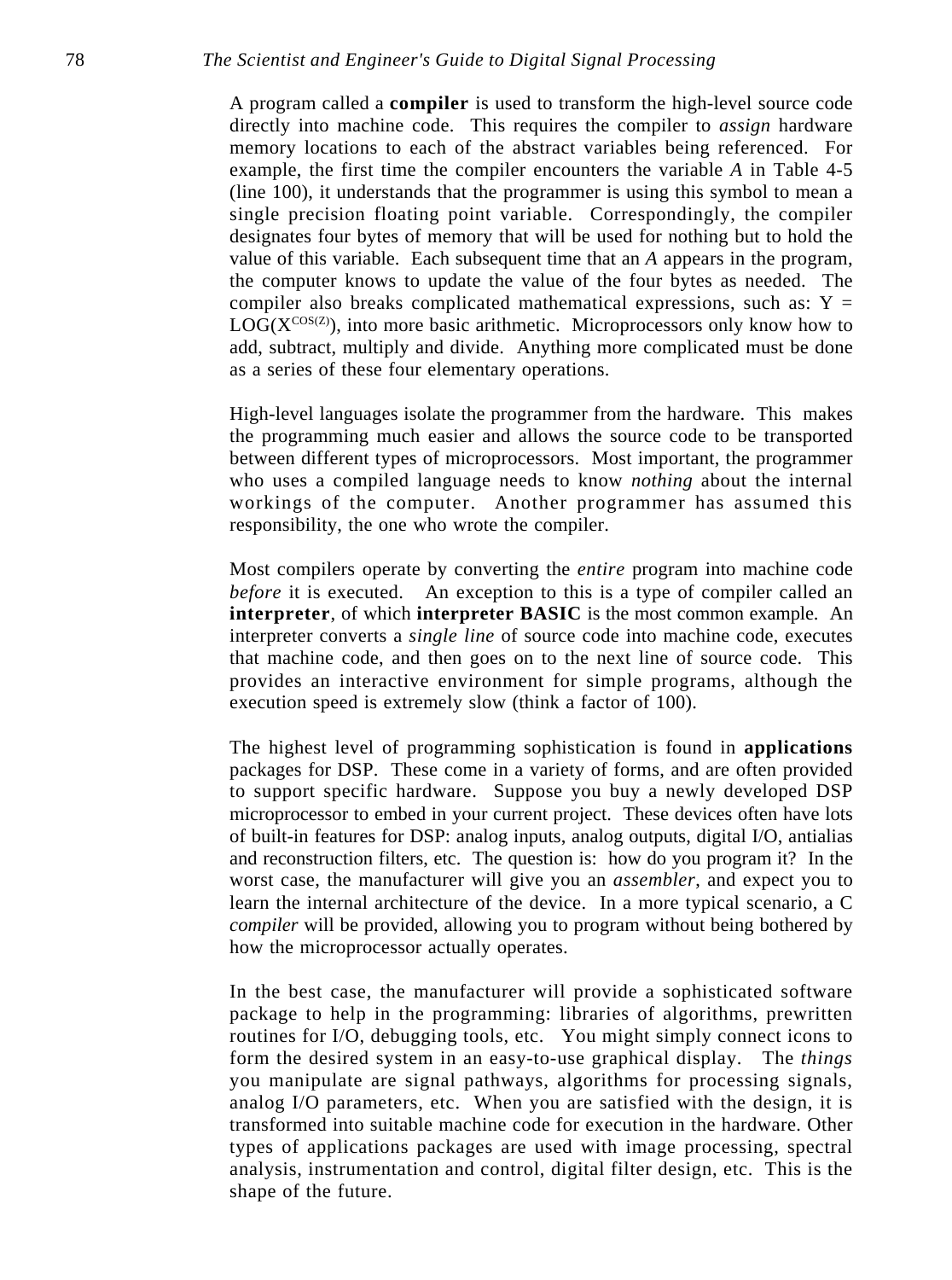A program called a **compiler** is used to transform the high-level source code directly into machine code. This requires the compiler to *assign* hardware memory locations to each of the abstract variables being referenced. For example, the first time the compiler encounters the variable *A* in Table 4-5 (line 100), it understands that the programmer is using this symbol to mean a single precision floating point variable. Correspondingly, the compiler designates four bytes of memory that will be used for nothing but to hold the value of this variable. Each subsequent time that an *A* appears in the program, the computer knows to update the value of the four bytes as needed. The compiler also breaks complicated mathematical expressions, such as: $Y = LOG(X^{COS(Z)})$, into more basic arithmetic. Microprocessors only know how to add, subtract, multiply and divide. Anything more complicated must be done as a series of these four elementary operations.

High-level languages isolate the programmer from the hardware. This makes the programming much easier and allows the source code to be transported between different types of microprocessors. Most important, the programmer who uses a compiled language needs to know *nothing* about the internal workings of the computer. Another programmer has assumed this responsibility, the one who wrote the compiler.

Most compilers operate by converting the *entire* program into machine code *before* it is executed. An exception to this is a type of compiler called an **interpreter**, of which **interpreter BASIC** is the most common example. An interpreter converts a *single line* of source code into machine code, executes that machine code, and then goes on to the next line of source code. This provides an interactive environment for simple programs, although the execution speed is extremely slow (think a factor of 100).

The highest level of programming sophistication is found in **applications** packages for DSP. These come in a variety of forms, and are often provided to support specific hardware. Suppose you buy a newly developed DSP microprocessor to embed in your current project. These devices often have lots of built-in features for DSP: analog inputs, analog outputs, digital I/O, antialias and reconstruction filters, etc. The question is: how do you program it? In the worst case, the manufacturer will give you an *assembler*, and expect you to learn the internal architecture of the device. In a more typical scenario, a C *compiler* will be provided, allowing you to program without being bothered by how the microprocessor actually operates.

In the best case, the manufacturer will provide a sophisticated software package to help in the programming: libraries of algorithms, prewritten routines for I/O, debugging tools, etc. You might simply connect icons to form the desired system in an easy-to-use graphical display. The *things* you manipulate are signal pathways, algorithms for processing signals, analog I/O parameters, etc. When you are satisfied with the design, it is transformed into suitable machine code for execution in the hardware. Other types of applications packages are used with image processing, spectral analysis, instrumentation and control, digital filter design, etc. This is the shape of the future.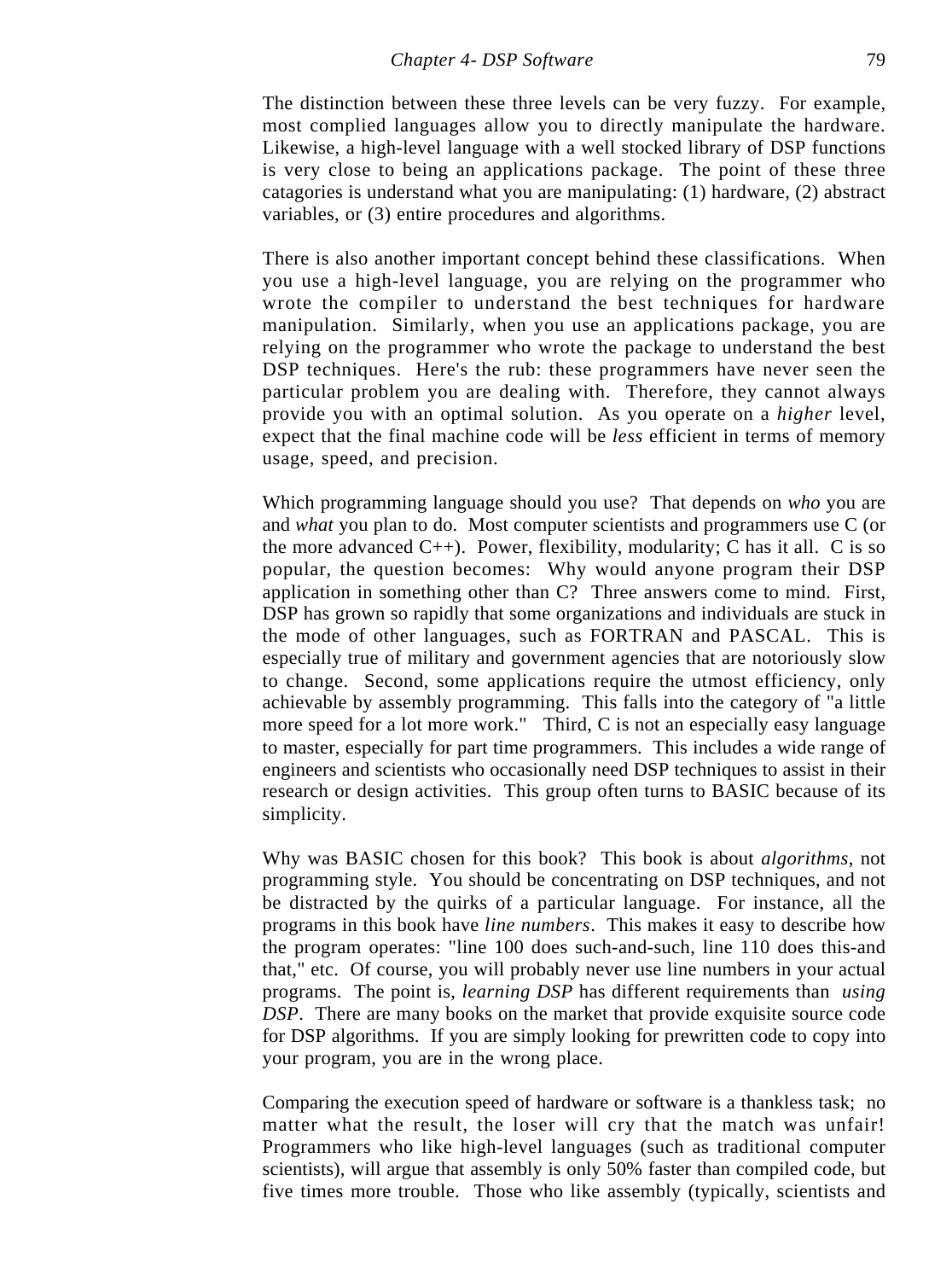The distinction between these three levels can be very fuzzy. For example, most complied languages allow you to directly manipulate the hardware. Likewise, a high-level language with a well stocked library of DSP functions is very close to being an applications package. The point of these three catagories is understand what you are manipulating: (1) hardware, (2) abstract variables, or (3) entire procedures and algorithms.

There is also another important concept behind these classifications. When you use a high-level language, you are relying on the programmer who wrote the compiler to understand the best techniques for hardware manipulation. Similarly, when you use an applications package, you are relying on the programmer who wrote the package to understand the best DSP techniques. Here's the rub: these programmers have never seen the particular problem you are dealing with. Therefore, they cannot always provide you with an optimal solution. As you operate on a *higher* level, expect that the final machine code will be *less* efficient in terms of memory usage, speed, and precision.

Which programming language should you use? That depends on *who* you are and *what* you plan to do. Most computer scientists and programmers use C (or the more advanced C++). Power, flexibility, modularity; C has it all. C is so popular, the question becomes: Why would anyone program their DSP application in something other than C? Three answers come to mind. First, DSP has grown so rapidly that some organizations and individuals are stuck in the mode of other languages, such as FORTRAN and PASCAL. This is especially true of military and government agencies that are notoriously slow to change. Second, some applications require the utmost efficiency, only achievable by assembly programming. This falls into the category of "a little more speed for a lot more work." Third, C is not an especially easy language to master, especially for part time programmers. This includes a wide range of engineers and scientists who occasionally need DSP techniques to assist in their research or design activities. This group often turns to BASIC because of its simplicity.

Why was BASIC chosen for this book? This book is about *algorithms*, not programming style. You should be concentrating on DSP techniques, and not be distracted by the quirks of a particular language. For instance, all the programs in this book have *line numbers*. This makes it easy to describe how the program operates: "line 100 does such-and-such, line 110 does this-and that," etc. Of course, you will probably never use line numbers in your actual programs. The point is, *learning DSP* has different requirements than *using DSP*. There are many books on the market that provide exquisite source code for DSP algorithms. If you are simply looking for prewritten code to copy into your program, you are in the wrong place.

Comparing the execution speed of hardware or software is a thankless task; no matter what the result, the loser will cry that the match was unfair! Programmers who like high-level languages (such as traditional computer scientists), will argue that assembly is only 50% faster than compiled code, but five times more trouble. Those who like assembly (typically, scientists and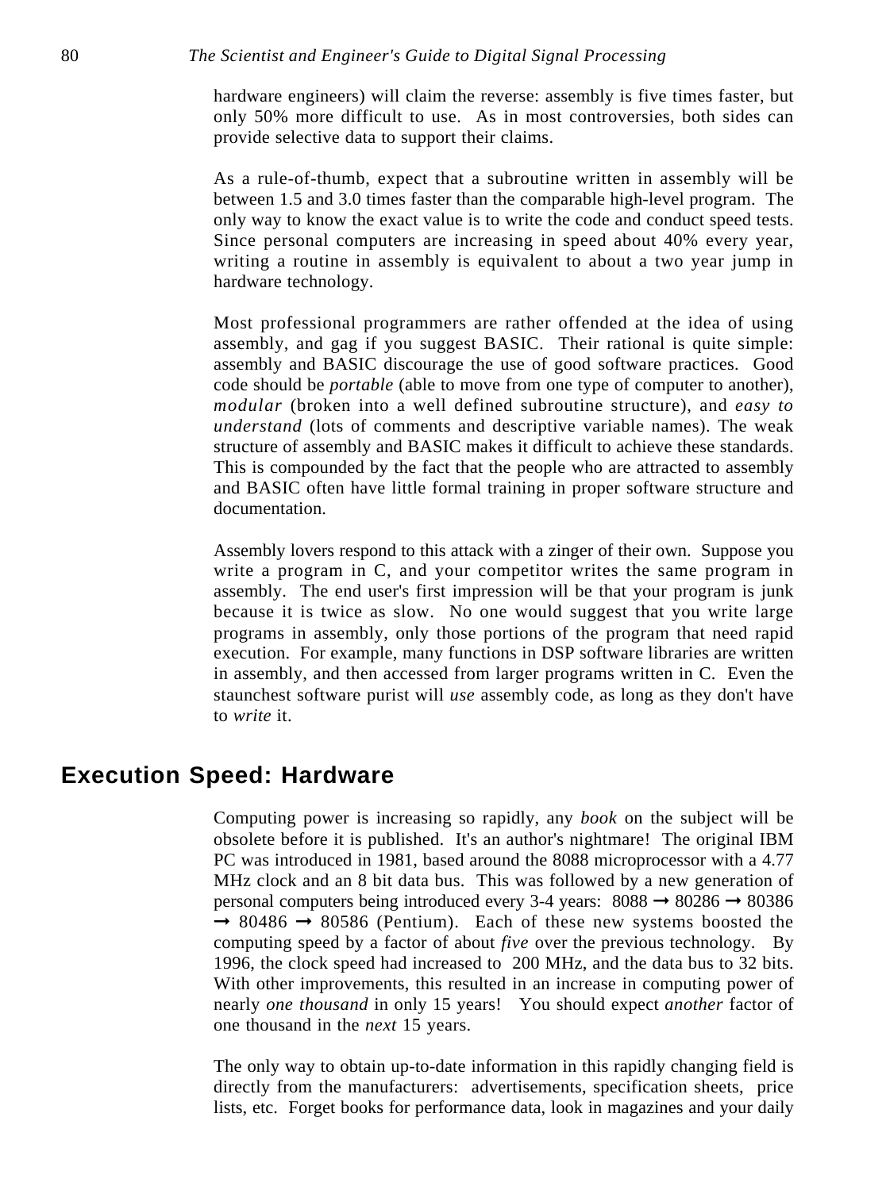hardware engineers) will claim the reverse: assembly is five times faster, but only 50% more difficult to use. As in most controversies, both sides can provide selective data to support their claims.

As a rule-of-thumb, expect that a subroutine written in assembly will be between 1.5 and 3.0 times faster than the comparable high-level program. The only way to know the exact value is to write the code and conduct speed tests. Since personal computers are increasing in speed about 40% every year, writing a routine in assembly is equivalent to about a two year jump in hardware technology.

Most professional programmers are rather offended at the idea of using assembly, and gag if you suggest BASIC. Their rational is quite simple: assembly and BASIC discourage the use of good software practices. Good code should be *portable* (able to move from one type of computer to another), *modular* (broken into a well defined subroutine structure), and *easy to understand* (lots of comments and descriptive variable names). The weak structure of assembly and BASIC makes it difficult to achieve these standards. This is compounded by the fact that the people who are attracted to assembly and BASIC often have little formal training in proper software structure and documentation.

Assembly lovers respond to this attack with a zinger of their own. Suppose you write a program in C, and your competitor writes the same program in assembly. The end user's first impression will be that your program is junk because it is twice as slow. No one would suggest that you write large programs in assembly, only those portions of the program that need rapid execution. For example, many functions in DSP software libraries are written in assembly, and then accessed from larger programs written in C. Even the staunchest software purist will *use* assembly code, as long as they don't have to *write* it.

## Execution Speed: Hardware

Computing power is increasing so rapidly, any *book* on the subject will be obsolete before it is published. It's an author's nightmare! The original IBM PC was introduced in 1981, based around the 8088 microprocessor with a 4.77 MHz clock and an 8 bit data bus. This was followed by a new generation of personal computers being introduced every 3-4 years: 8088 → 80286 → 80386 → 80486 → 80586 (Pentium). Each of these new systems boosted the computing speed by a factor of about *five* over the previous technology. By 1996, the clock speed had increased to 200 MHz, and the data bus to 32 bits. With other improvements, this resulted in an increase in computing power of nearly *one thousand* in only 15 years! You should expect *another* factor of one thousand in the *next* 15 years.

The only way to obtain up-to-date information in this rapidly changing field is directly from the manufacturers: advertisements, specification sheets, price lists, etc. Forget books for performance data, look in magazines and your daily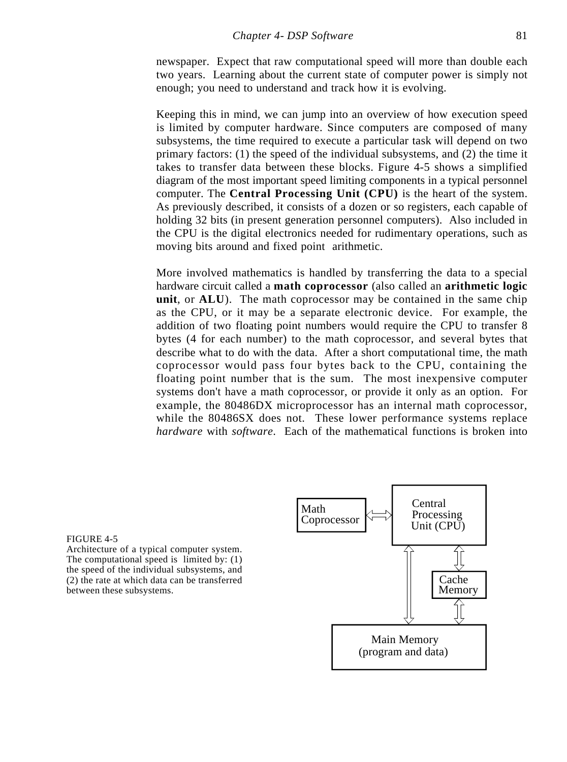newspaper. Expect that raw computational speed will more than double each two years. Learning about the current state of computer power is simply not enough; you need to understand and track how it is evolving.

Keeping this in mind, we can jump into an overview of how execution speed is limited by computer hardware. Since computers are composed of many subsystems, the time required to execute a particular task will depend on two primary factors: (1) the speed of the individual subsystems, and (2) the time it takes to transfer data between these blocks. Figure 4-5 shows a simplified diagram of the most important speed limiting components in a typical personnel computer. The **Central Processing Unit (CPU)** is the heart of the system. As previously described, it consists of a dozen or so registers, each capable of holding 32 bits (in present generation personnel computers). Also included in the CPU is the digital electronics needed for rudimentary operations, such as moving bits around and fixed point arithmetic.

More involved mathematics is handled by transferring the data to a special hardware circuit called a **math coprocessor** (also called an **arithmetic logic unit**, or **ALU**). The math coprocessor may be contained in the same chip as the CPU, or it may be a separate electronic device. For example, the addition of two floating point numbers would require the CPU to transfer 8 bytes (4 for each number) to the math coprocessor, and several bytes that describe what to do with the data. After a short computational time, the math coprocessor would pass four bytes back to the CPU, containing the floating point number that is the sum. The most inexpensive computer systems don't have a math coprocessor, or provide it only as an option. For example, the 80486DX microprocessor has an internal math coprocessor, while the 80486SX does not. These lower performance systems replace *hardware* with *software*. Each of the mathematical functions is broken into

Math Coprocessor

Central Processing Unit (CPU)

Cache Memory

Main Memory (program and data)

FIGURE 4-5
Architecture of a typical computer system. The computational speed is limited by: (1) the speed of the individual subsystems, and (2) the rate at which data can be transferred between these subsystems.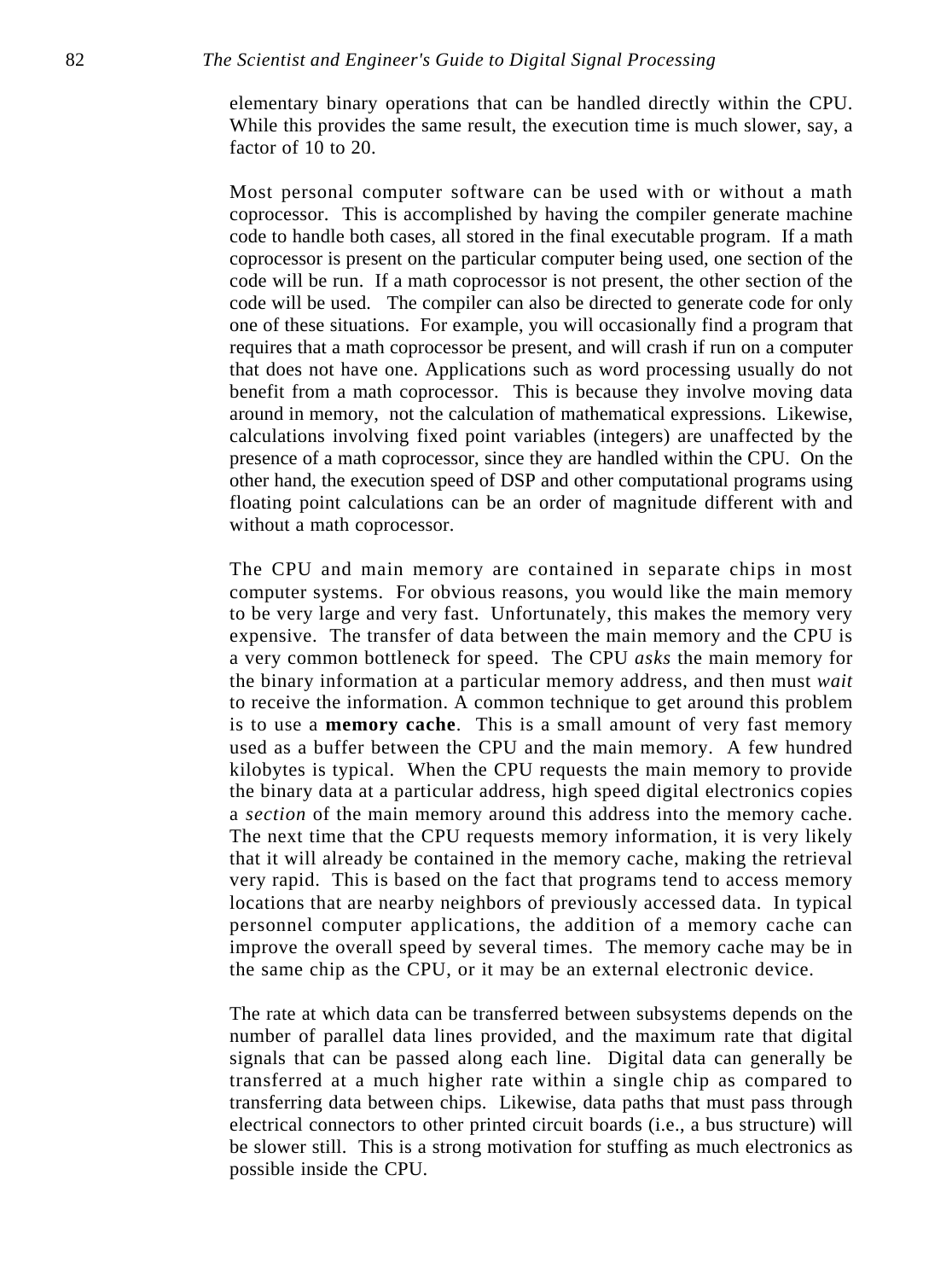elementary binary operations that can be handled directly within the CPU. While this provides the same result, the execution time is much slower, say, a factor of 10 to 20.

Most personal computer software can be used with or without a math coprocessor. This is accomplished by having the compiler generate machine code to handle both cases, all stored in the final executable program. If a math coprocessor is present on the particular computer being used, one section of the code will be run. If a math coprocessor is not present, the other section of the code will be used. The compiler can also be directed to generate code for only one of these situations. For example, you will occasionally find a program that requires that a math coprocessor be present, and will crash if run on a computer that does not have one. Applications such as word processing usually do not benefit from a math coprocessor. This is because they involve moving data around in memory, not the calculation of mathematical expressions. Likewise, calculations involving fixed point variables (integers) are unaffected by the presence of a math coprocessor, since they are handled within the CPU. On the other hand, the execution speed of DSP and other computational programs using floating point calculations can be an order of magnitude different with and without a math coprocessor.

The CPU and main memory are contained in separate chips in most computer systems. For obvious reasons, you would like the main memory to be very large and very fast. Unfortunately, this makes the memory very expensive. The transfer of data between the main memory and the CPU is a very common bottleneck for speed. The CPU *asks* the main memory for the binary information at a particular memory address, and then must *wait* to receive the information. A common technique to get around this problem is to use a **memory cache**. This is a small amount of very fast memory used as a buffer between the CPU and the main memory. A few hundred kilobytes is typical. When the CPU requests the main memory to provide the binary data at a particular address, high speed digital electronics copies a *section* of the main memory around this address into the memory cache. The next time that the CPU requests memory information, it is very likely that it will already be contained in the memory cache, making the retrieval very rapid. This is based on the fact that programs tend to access memory locations that are nearby neighbors of previously accessed data. In typical personnel computer applications, the addition of a memory cache can improve the overall speed by several times. The memory cache may be in the same chip as the CPU, or it may be an external electronic device.

The rate at which data can be transferred between subsystems depends on the number of parallel data lines provided, and the maximum rate that digital signals that can be passed along each line. Digital data can generally be transferred at a much higher rate within a single chip as compared to transferring data between chips. Likewise, data paths that must pass through electrical connectors to other printed circuit boards (i.e., a bus structure) will be slower still. This is a strong motivation for stuffing as much electronics as possible inside the CPU.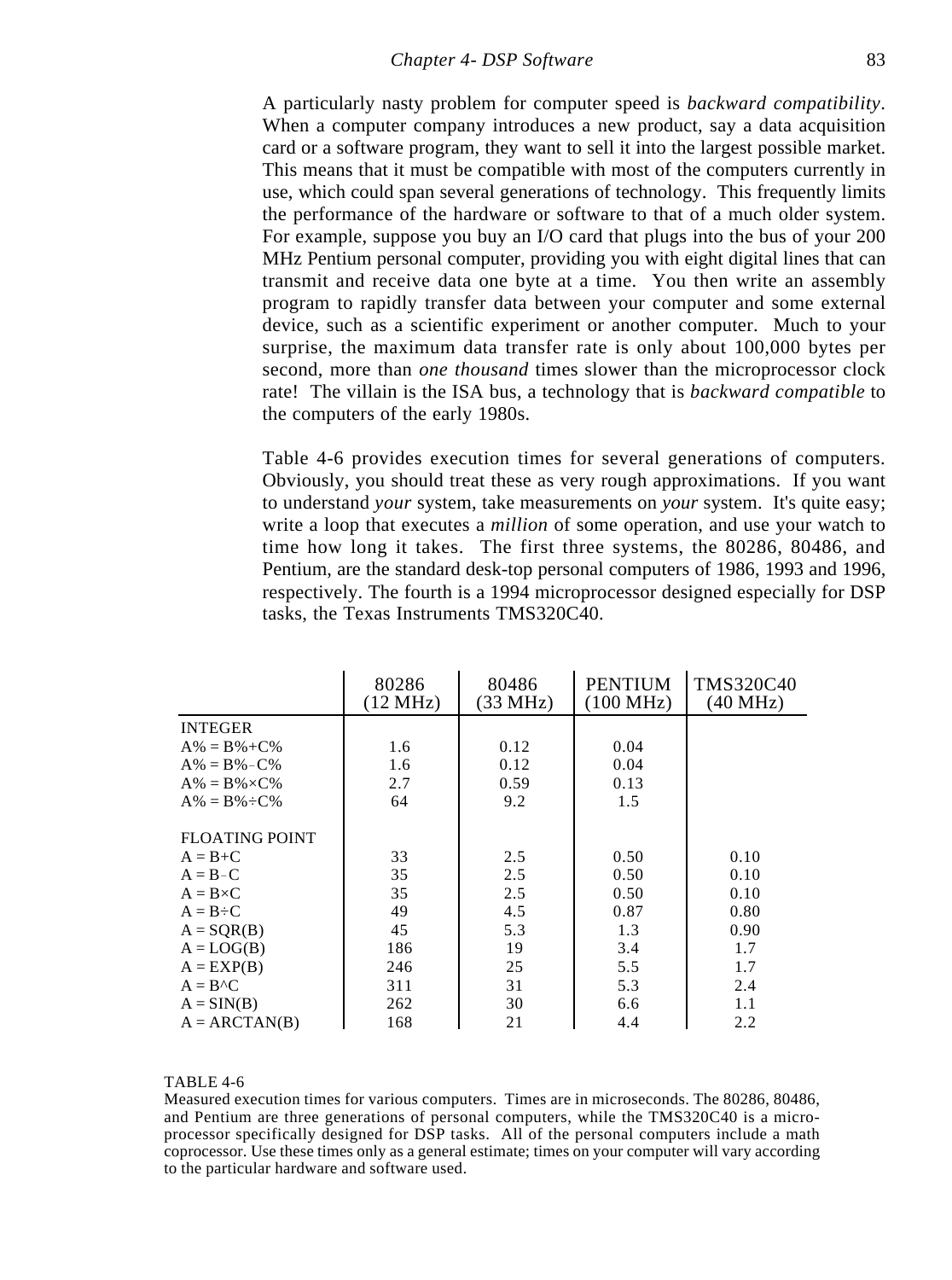A particularly nasty problem for computer speed is *backward compatibility*. When a computer company introduces a new product, say a data acquisition card or a software program, they want to sell it into the largest possible market. This means that it must be compatible with most of the computers currently in use, which could span several generations of technology. This frequently limits the performance of the hardware or software to that of a much older system. For example, suppose you buy an I/O card that plugs into the bus of your 200 MHz Pentium personal computer, providing you with eight digital lines that can transmit and receive data one byte at a time. You then write an assembly program to rapidly transfer data between your computer and some external device, such as a scientific experiment or another computer. Much to your surprise, the maximum data transfer rate is only about 100,000 bytes per second, more than *one thousand* times slower than the microprocessor clock rate! The villain is the ISA bus, a technology that is *backward compatible* to the computers of the early 1980s.

Table 4-6 provides execution times for several generations of computers. Obviously, you should treat these as very rough approximations. If you want to understand *your* system, take measurements on *your* system. It's quite easy; write a loop that executes a *million* of some operation, and use your watch to time how long it takes. The first three systems, the 80286, 80486, and Pentium, are the standard desk-top personal computers of 1986, 1993 and 1996, respectively. The fourth is a 1994 microprocessor designed especially for DSP tasks, the Texas Instruments TMS320C40.

| | 80286 (12 MHz) | 80486 (33 MHz) | PENTIUM (100 MHz) | TMS320C40 (40 MHz) |
|---|---|---|---|---|
| INTEGER | | | | |
| A% = B%+C% | 1.6 | 0.12 | 0.04 | |
| A% = B%−C% | 1.6 | 0.12 | 0.04 | |
| A% = B%×C% | 2.7 | 0.59 | 0.13 | |
| A% = B%÷C% | 64 | 9.2 | 1.5 | |
| FLOATING POINT | | | | |
| A = B+C | 33 | 2.5 | 0.50 | 0.10 |
| A = B−C | 35 | 2.5 | 0.50 | 0.10 |
| A = B×C | 35 | 2.5 | 0.50 | 0.10 |
| A = B÷C | 49 | 4.5 | 0.87 | 0.80 |
| A = SQR(B) | 45 | 5.3 | 1.3 | 0.90 |
| A = LOG(B) | 186 | 19 | 3.4 | 1.7 |
| A = EXP(B) | 246 | 25 | 5.5 | 1.7 |
| A = B^C | 311 | 31 | 5.3 | 2.4 |
| A = SIN(B) | 262 | 30 | 6.6 | 1.1 |
| A = ARCTAN(B) | 168 | 21 | 4.4 | 2.2 |

TABLE 4-6
Measured execution times for various computers. Times are in microseconds. The 80286, 80486, and Pentium are three generations of personal computers, while the TMS320C40 is a microprocessor specifically designed for DSP tasks. All of the personal computers include a math coprocessor. Use these times only as a general estimate; times on your computer will vary according to the particular hardware and software used.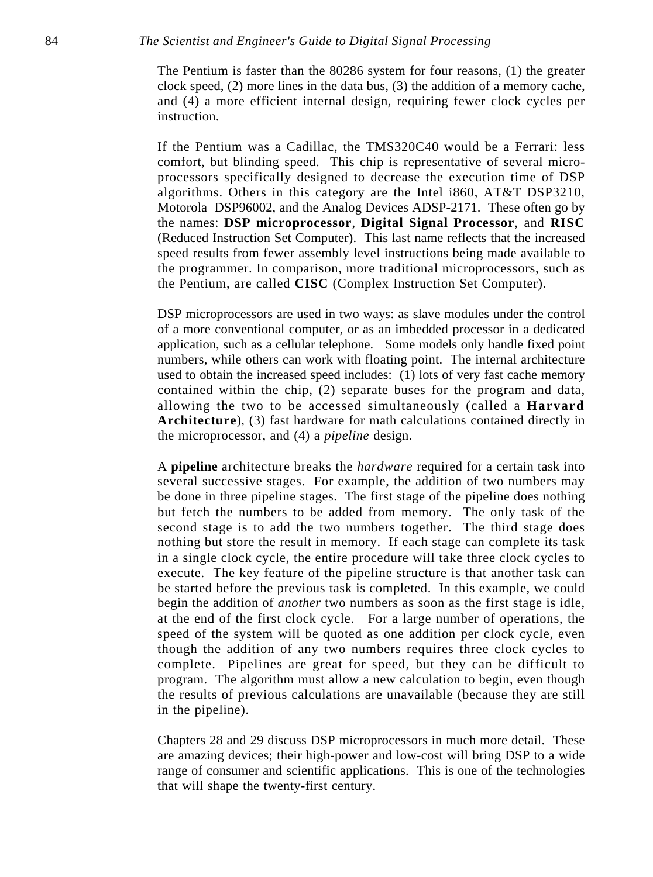The Pentium is faster than the 80286 system for four reasons, (1) the greater clock speed, (2) more lines in the data bus, (3) the addition of a memory cache, and (4) a more efficient internal design, requiring fewer clock cycles per instruction.

If the Pentium was a Cadillac, the TMS320C40 would be a Ferrari: less comfort, but blinding speed. This chip is representative of several microprocessors specifically designed to decrease the execution time of DSP algorithms. Others in this category are the Intel i860, AT&T DSP3210, Motorola DSP96002, and the Analog Devices ADSP-2171. These often go by the names: **DSP microprocessor**, **Digital Signal Processor**, and **RISC** (Reduced Instruction Set Computer). This last name reflects that the increased speed results from fewer assembly level instructions being made available to the programmer. In comparison, more traditional microprocessors, such as the Pentium, are called **CISC** (Complex Instruction Set Computer).

DSP microprocessors are used in two ways: as slave modules under the control of a more conventional computer, or as an imbedded processor in a dedicated application, such as a cellular telephone. Some models only handle fixed point numbers, while others can work with floating point. The internal architecture used to obtain the increased speed includes: (1) lots of very fast cache memory contained within the chip, (2) separate buses for the program and data, allowing the two to be accessed simultaneously (called a **Harvard Architecture**), (3) fast hardware for math calculations contained directly in the microprocessor, and (4) a *pipeline* design.

A **pipeline** architecture breaks the *hardware* required for a certain task into several successive stages. For example, the addition of two numbers may be done in three pipeline stages. The first stage of the pipeline does nothing but fetch the numbers to be added from memory. The only task of the second stage is to add the two numbers together. The third stage does nothing but store the result in memory. If each stage can complete its task in a single clock cycle, the entire procedure will take three clock cycles to execute. The key feature of the pipeline structure is that another task can be started before the previous task is completed. In this example, we could begin the addition of *another* two numbers as soon as the first stage is idle, at the end of the first clock cycle. For a large number of operations, the speed of the system will be quoted as one addition per clock cycle, even though the addition of any two numbers requires three clock cycles to complete. Pipelines are great for speed, but they can be difficult to program. The algorithm must allow a new calculation to begin, even though the results of previous calculations are unavailable (because they are still in the pipeline).

Chapters 28 and 29 discuss DSP microprocessors in much more detail. These are amazing devices; their high-power and low-cost will bring DSP to a wide range of consumer and scientific applications. This is one of the technologies that will shape the twenty-first century.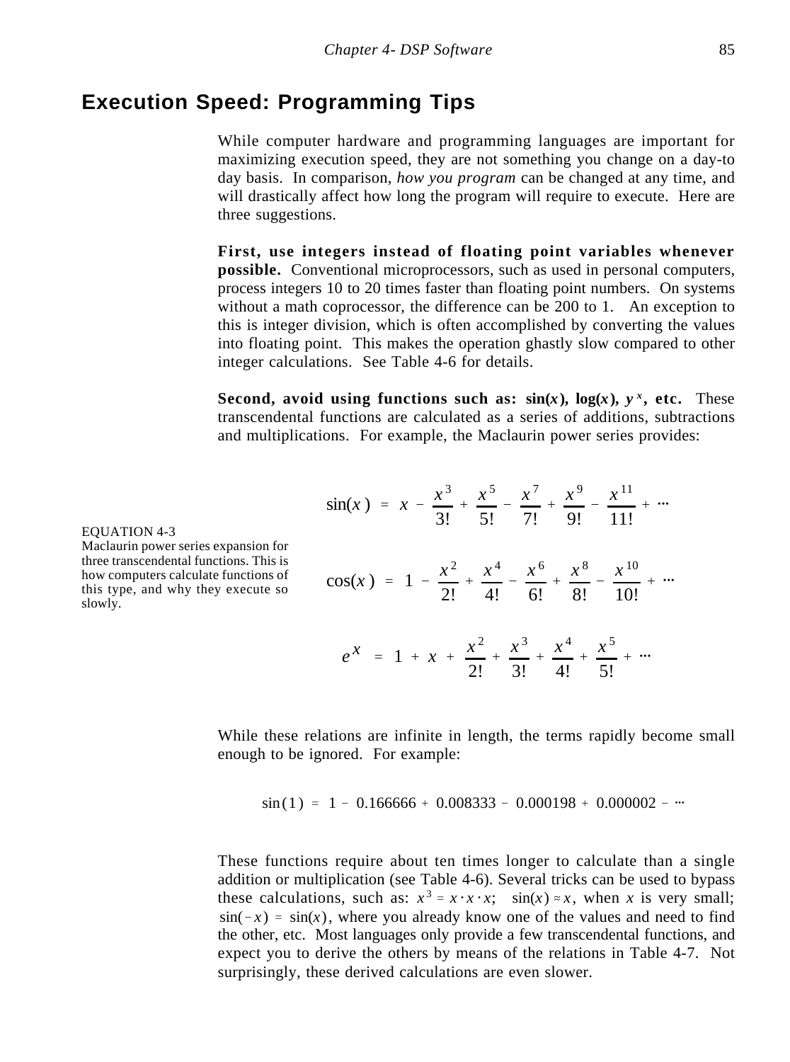## Execution Speed: Programming Tips

While computer hardware and programming languages are important for maximizing execution speed, they are not something you change on a day-to day basis. In comparison, *how you program* can be changed at any time, and will drastically affect how long the program will require to execute. Here are three suggestions.

**First, use integers instead of floating point variables whenever possible.** Conventional microprocessors, such as used in personal computers, process integers 10 to 20 times faster than floating point numbers. On systems without a math coprocessor, the difference can be 200 to 1. An exception to this is integer division, which is often accomplished by converting the values into floating point. This makes the operation ghastly slow compared to other integer calculations. See Table 4-6 for details.

**Second, avoid using functions such as: sin($x$), log($x$), $y^x$, etc.** These transcendental functions are calculated as a series of additions, subtractions and multiplications. For example, the Maclaurin power series provides:

$$\sin(x) = x - \frac{x^3}{3!} + \frac{x^5}{5!} - \frac{x^7}{7!} + \frac{x^9}{9!} - \frac{x^{11}}{11!} + \cdots$$

$$\cos(x) = 1 - \frac{x^2}{2!} + \frac{x^4}{4!} - \frac{x^6}{6!} + \frac{x^8}{8!} - \frac{x^{10}}{10!} + \cdots$$

$$e^x = 1 + x + \frac{x^2}{2!} + \frac{x^3}{3!} + \frac{x^4}{4!} + \frac{x^5}{5!} + \cdots$$

EQUATION 4-3
Maclaurin power series expansion for three transcendental functions. This is how computers calculate functions of this type, and why they execute so slowly.

While these relations are infinite in length, the terms rapidly become small enough to be ignored. For example:

$$\sin(1) = 1 - 0.166666 + 0.008333 - 0.000198 + 0.000002 - \cdots$$

These functions require about ten times longer to calculate than a single addition or multiplication (see Table 4-6). Several tricks can be used to bypass these calculations, such as: $x^3 = x \cdot x \cdot x$; $\sin(x) \approx x$, when $x$ is very small; $\sin(-x) = \sin(x)$, where you already know one of the values and need to find the other, etc. Most languages only provide a few transcendental functions, and expect you to derive the others by means of the relations in Table 4-7. Not surprisingly, these derived calculations are even slower.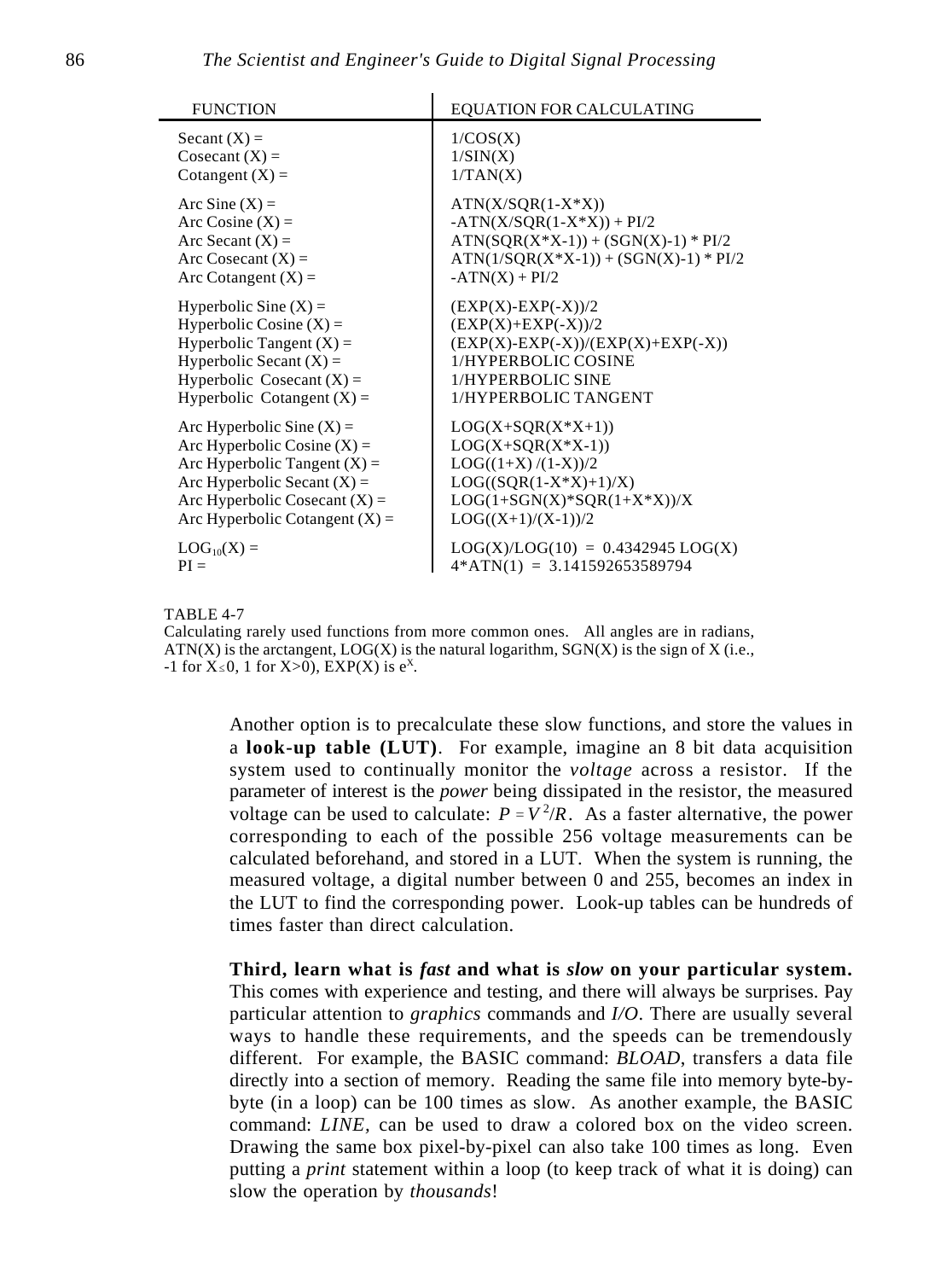| FUNCTION | EQUATION FOR CALCULATING |
|---|---|
| Secant (X) = | 1/COS(X) |
| Cosecant (X) = | 1/SIN(X) |
| Cotangent (X) = | 1/TAN(X) |
| Arc Sine (X) = | ATN(X/SQR(1-X*X)) |
| Arc Cosine (X) = | -ATN(X/SQR(1-X*X)) + PI/2 |
| Arc Secant (X) = | ATN(SQR(X*X-1)) + (SGN(X)-1) * PI/2 |
| Arc Cosecant (X) = | ATN(1/SQR(X*X-1)) + (SGN(X)-1) * PI/2 |
| Arc Cotangent (X) = | -ATN(X) + PI/2 |
| Hyperbolic Sine (X) = | (EXP(X)-EXP(-X))/2 |
| Hyperbolic Cosine (X) = | (EXP(X)+EXP(-X))/2 |
| Hyperbolic Tangent (X) = | (EXP(X)-EXP(-X))/(EXP(X)+EXP(-X)) |
| Hyperbolic Secant (X) = | 1/HYPERBOLIC COSINE |
| Hyperbolic Cosecant (X) = | 1/HYPERBOLIC SINE |
| Hyperbolic Cotangent (X) = | 1/HYPERBOLIC TANGENT |
| Arc Hyperbolic Sine (X) = | LOG(X+SQR(X*X+1)) |
| Arc Hyperbolic Cosine (X) = | LOG(X+SQR(X*X-1)) |
| Arc Hyperbolic Tangent (X) = | LOG((1+X) /(1-X))/2 |
| Arc Hyperbolic Secant (X) = | LOG((SQR(1-X*X)+1)/X) |
| Arc Hyperbolic Cosecant (X) = | LOG(1+SGN(X)*SQR(1+X*X))/X |
| Arc Hyperbolic Cotangent (X) = | LOG((X+1)/(X-1))/2 |
| $LOG_{10}(X)$ = | LOG(X)/LOG(10) = 0.4342945 LOG(X) |
| PI = | 4*ATN(1) = 3.141592653589794 |

TABLE 4-7
Calculating rarely used functions from more common ones. All angles are in radians, ATN(X) is the arctangent, LOG(X) is the natural logarithm, SGN(X) is the sign of X (i.e., -1 for $X \le 0$, 1 for $X>0$), EXP(X) is $e^X$.

Another option is to precalculate these slow functions, and store the values in a **look-up table (LUT)**. For example, imagine an 8 bit data acquisition system used to continually monitor the *voltage* across a resistor. If the parameter of interest is the *power* being dissipated in the resistor, the measured voltage can be used to calculate: $P = V^2/R$. As a faster alternative, the power corresponding to each of the possible 256 voltage measurements can be calculated beforehand, and stored in a LUT. When the system is running, the measured voltage, a digital number between 0 and 255, becomes an index in the LUT to find the corresponding power. Look-up tables can be hundreds of times faster than direct calculation.

**Third, learn what is *fast* and what is *slow* on your particular system.** This comes with experience and testing, and there will always be surprises. Pay particular attention to *graphics* commands and *I/O*. There are usually several ways to handle these requirements, and the speeds can be tremendously different. For example, the BASIC command: *BLOAD*, transfers a data file directly into a section of memory. Reading the same file into memory byte-by-byte (in a loop) can be 100 times as slow. As another example, the BASIC command: *LINE*, can be used to draw a colored box on the video screen. Drawing the same box pixel-by-pixel can also take 100 times as long. Even putting a *print* statement within a loop (to keep track of what it is doing) can slow the operation by *thousands*!